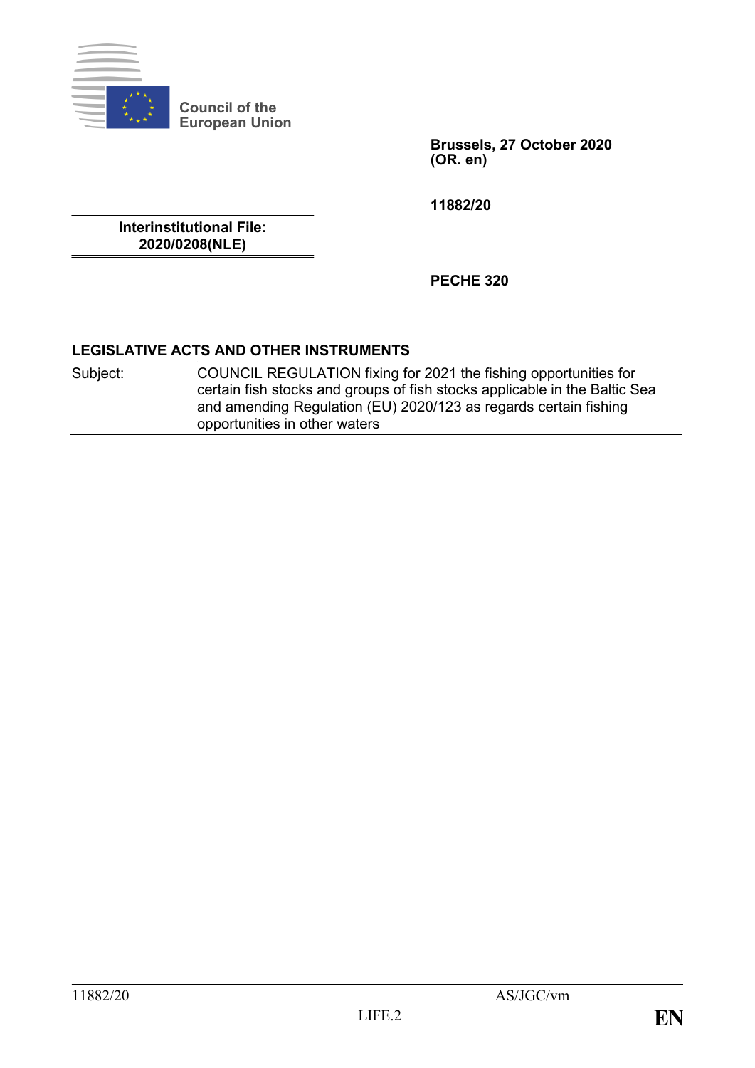Council of the European Union

**Brussels, 27 October 2020**
**(OR. en)**

**11882/20**

**Interinstitutional File:**
**2020/0208(NLE)**

**PECHE 320**

## LEGISLATIVE ACTS AND OTHER INSTRUMENTS

| Subject: | COUNCIL REGULATION fixing for 2021 the fishing opportunities for certain fish stocks and groups of fish stocks applicable in the Baltic Sea and amending Regulation (EU) 2020/123 as regards certain fishing opportunities in other waters |
|---|---|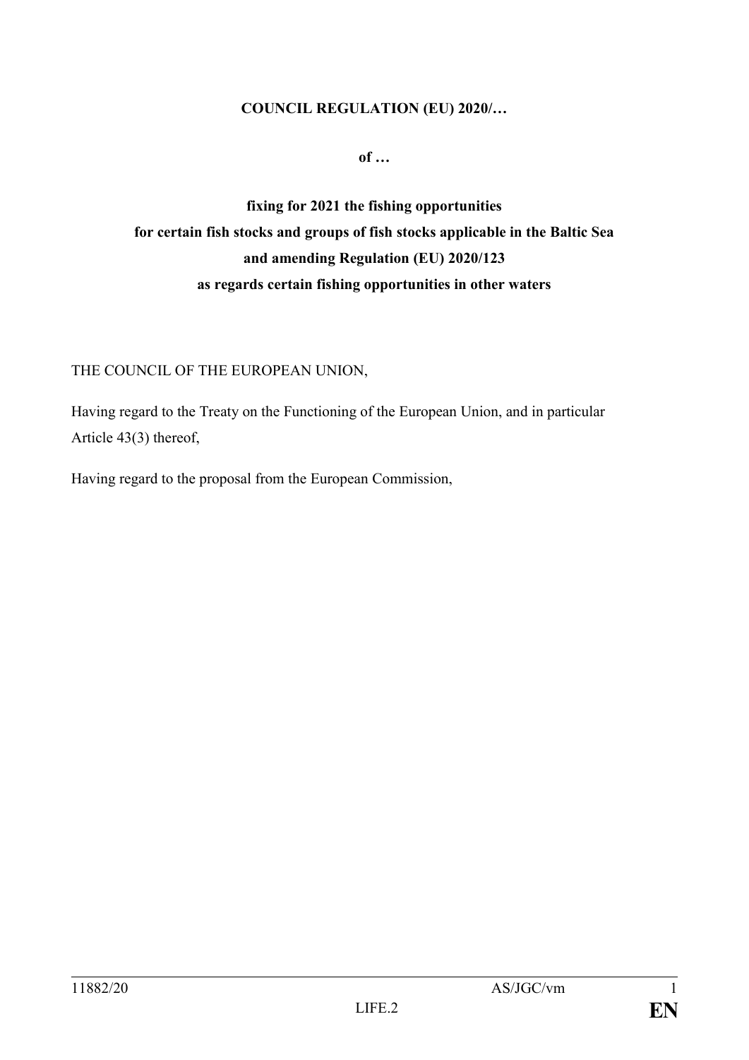**COUNCIL REGULATION (EU) 2020/…**

**of …**

**fixing for 2021 the fishing opportunities for certain fish stocks and groups of fish stocks applicable in the Baltic Sea and amending Regulation (EU) 2020/123 as regards certain fishing opportunities in other waters**

THE COUNCIL OF THE EUROPEAN UNION,

Having regard to the Treaty on the Functioning of the European Union, and in particular Article 43(3) thereof,

Having regard to the proposal from the European Commission,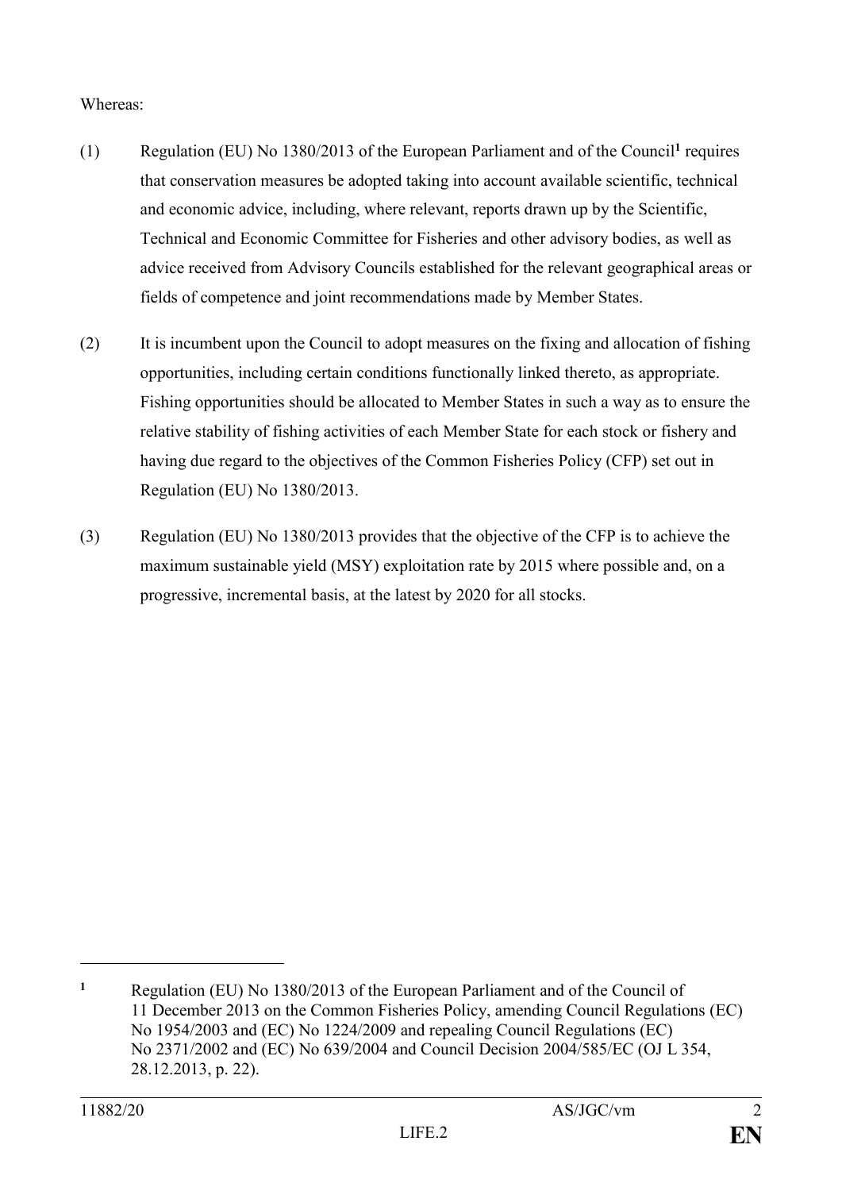Whereas:

(1) Regulation (EU) No 1380/2013 of the European Parliament and of the Council[1] requires that conservation measures be adopted taking into account available scientific, technical and economic advice, including, where relevant, reports drawn up by the Scientific, Technical and Economic Committee for Fisheries and other advisory bodies, as well as advice received from Advisory Councils established for the relevant geographical areas or fields of competence and joint recommendations made by Member States.

(2) It is incumbent upon the Council to adopt measures on the fixing and allocation of fishing opportunities, including certain conditions functionally linked thereto, as appropriate. Fishing opportunities should be allocated to Member States in such a way as to ensure the relative stability of fishing activities of each Member State for each stock or fishery and having due regard to the objectives of the Common Fisheries Policy (CFP) set out in Regulation (EU) No 1380/2013.

(3) Regulation (EU) No 1380/2013 provides that the objective of the CFP is to achieve the maximum sustainable yield (MSY) exploitation rate by 2015 where possible and, on a progressive, incremental basis, at the latest by 2020 for all stocks.

---

[1] Regulation (EU) No 1380/2013 of the European Parliament and of the Council of 11 December 2013 on the Common Fisheries Policy, amending Council Regulations (EC) No 1954/2003 and (EC) No 1224/2009 and repealing Council Regulations (EC) No 2371/2002 and (EC) No 639/2004 and Council Decision 2004/585/EC (OJ L 354, 28.12.2013, p. 22).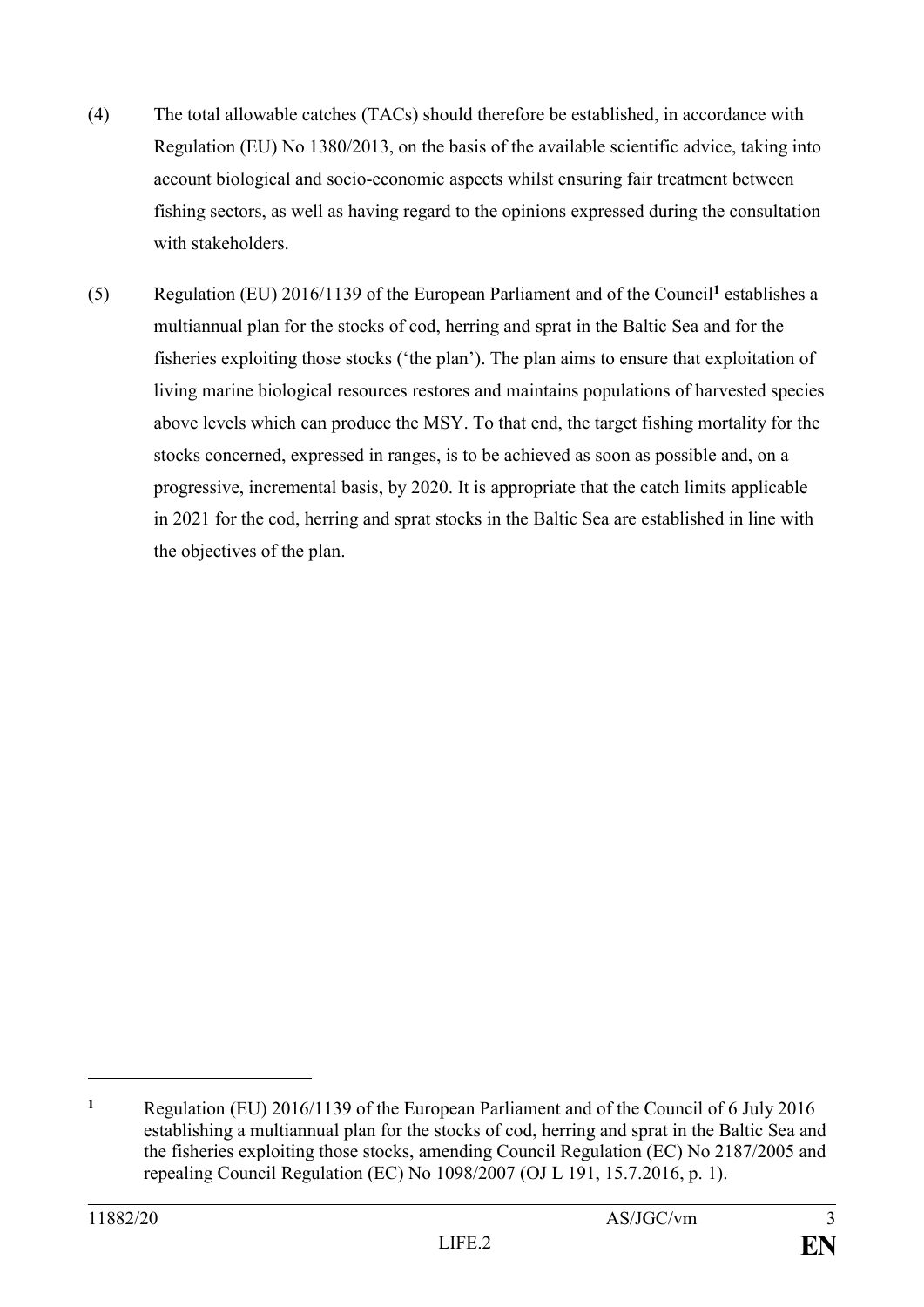(4) The total allowable catches (TACs) should therefore be established, in accordance with Regulation (EU) No 1380/2013, on the basis of the available scientific advice, taking into account biological and socio-economic aspects whilst ensuring fair treatment between fishing sectors, as well as having regard to the opinions expressed during the consultation with stakeholders.

(5) Regulation (EU) 2016/1139 of the European Parliament and of the Council[1] establishes a multiannual plan for the stocks of cod, herring and sprat in the Baltic Sea and for the fisheries exploiting those stocks ('the plan'). The plan aims to ensure that exploitation of living marine biological resources restores and maintains populations of harvested species above levels which can produce the MSY. To that end, the target fishing mortality for the stocks concerned, expressed in ranges, is to be achieved as soon as possible and, on a progressive, incremental basis, by 2020. It is appropriate that the catch limits applicable in 2021 for the cod, herring and sprat stocks in the Baltic Sea are established in line with the objectives of the plan.

---

[1] Regulation (EU) 2016/1139 of the European Parliament and of the Council of 6 July 2016 establishing a multiannual plan for the stocks of cod, herring and sprat in the Baltic Sea and the fisheries exploiting those stocks, amending Council Regulation (EC) No 2187/2005 and repealing Council Regulation (EC) No 1098/2007 (OJ L 191, 15.7.2016, p. 1).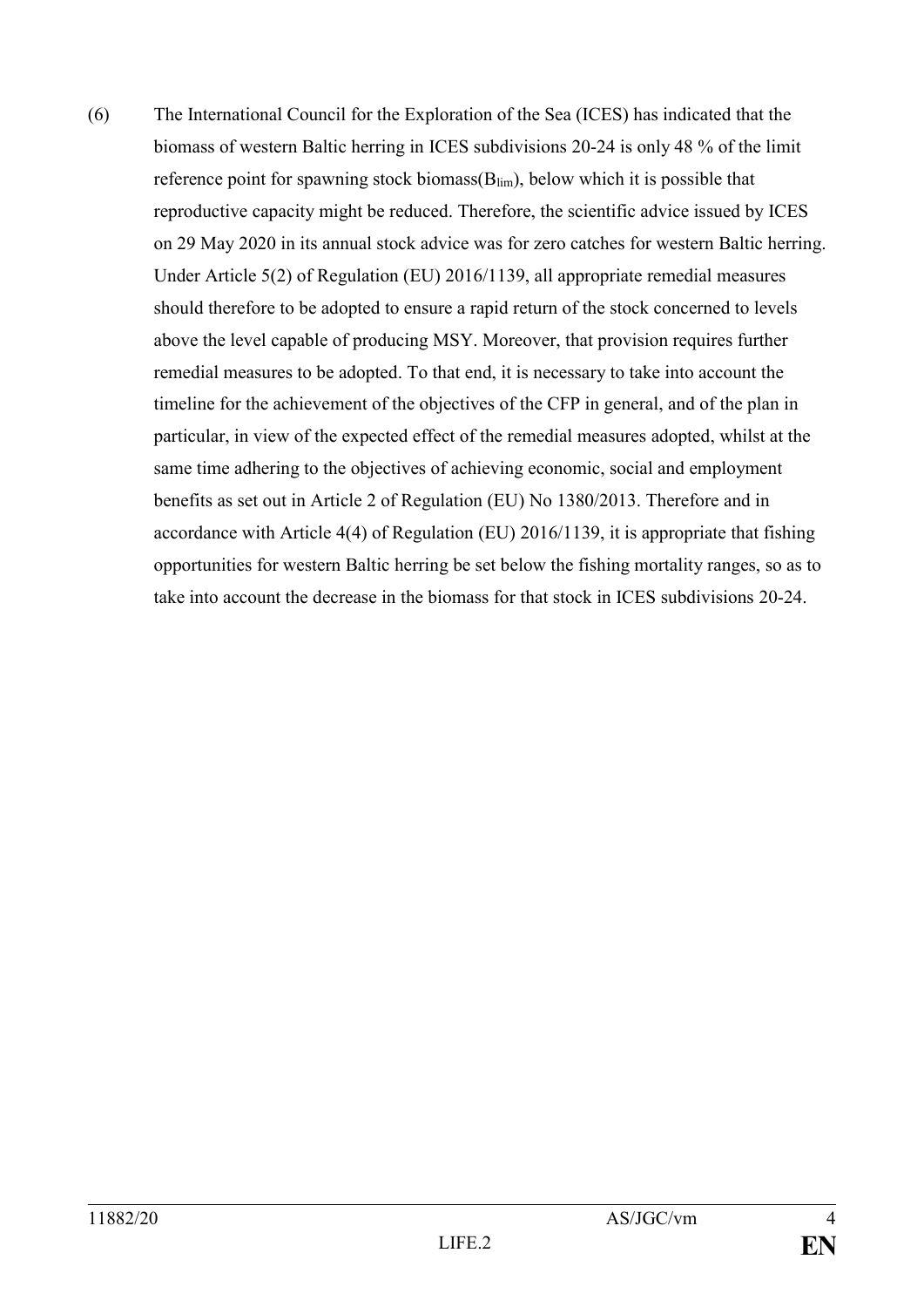(6) The International Council for the Exploration of the Sea (ICES) has indicated that the biomass of western Baltic herring in ICES subdivisions 20-24 is only 48 % of the limit reference point for spawning stock biomass($B_{lim}$), below which it is possible that reproductive capacity might be reduced. Therefore, the scientific advice issued by ICES on 29 May 2020 in its annual stock advice was for zero catches for western Baltic herring. Under Article 5(2) of Regulation (EU) 2016/1139, all appropriate remedial measures should therefore to be adopted to ensure a rapid return of the stock concerned to levels above the level capable of producing MSY. Moreover, that provision requires further remedial measures to be adopted. To that end, it is necessary to take into account the timeline for the achievement of the objectives of the CFP in general, and of the plan in particular, in view of the expected effect of the remedial measures adopted, whilst at the same time adhering to the objectives of achieving economic, social and employment benefits as set out in Article 2 of Regulation (EU) No 1380/2013. Therefore and in accordance with Article 4(4) of Regulation (EU) 2016/1139, it is appropriate that fishing opportunities for western Baltic herring be set below the fishing mortality ranges, so as to take into account the decrease in the biomass for that stock in ICES subdivisions 20-24.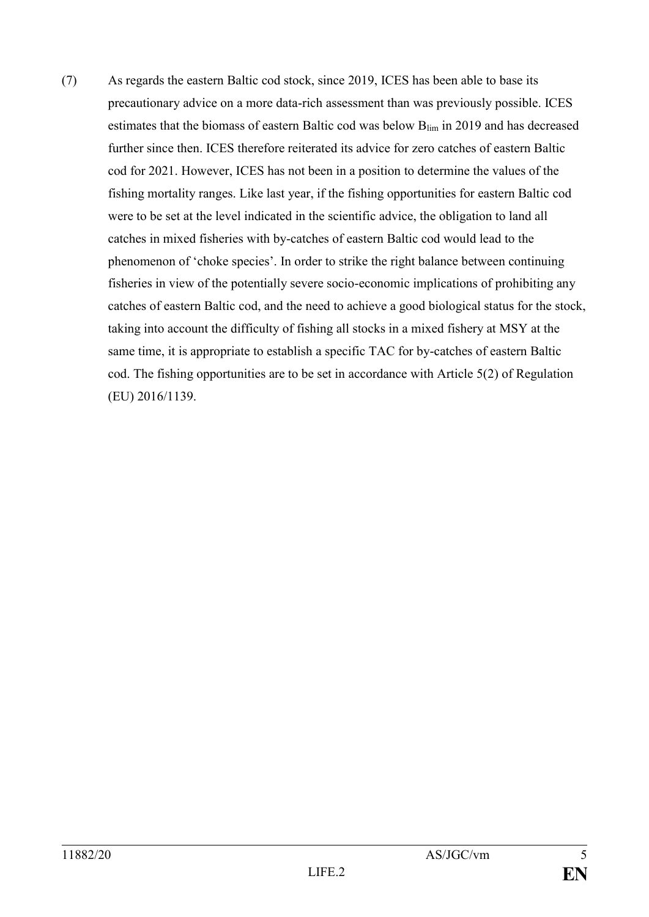(7) As regards the eastern Baltic cod stock, since 2019, ICES has been able to base its precautionary advice on a more data-rich assessment than was previously possible. ICES estimates that the biomass of eastern Baltic cod was below $B_{lim}$ in 2019 and has decreased further since then. ICES therefore reiterated its advice for zero catches of eastern Baltic cod for 2021. However, ICES has not been in a position to determine the values of the fishing mortality ranges. Like last year, if the fishing opportunities for eastern Baltic cod were to be set at the level indicated in the scientific advice, the obligation to land all catches in mixed fisheries with by-catches of eastern Baltic cod would lead to the phenomenon of 'choke species'. In order to strike the right balance between continuing fisheries in view of the potentially severe socio-economic implications of prohibiting any catches of eastern Baltic cod, and the need to achieve a good biological status for the stock, taking into account the difficulty of fishing all stocks in a mixed fishery at MSY at the same time, it is appropriate to establish a specific TAC for by-catches of eastern Baltic cod. The fishing opportunities are to be set in accordance with Article 5(2) of Regulation (EU) 2016/1139.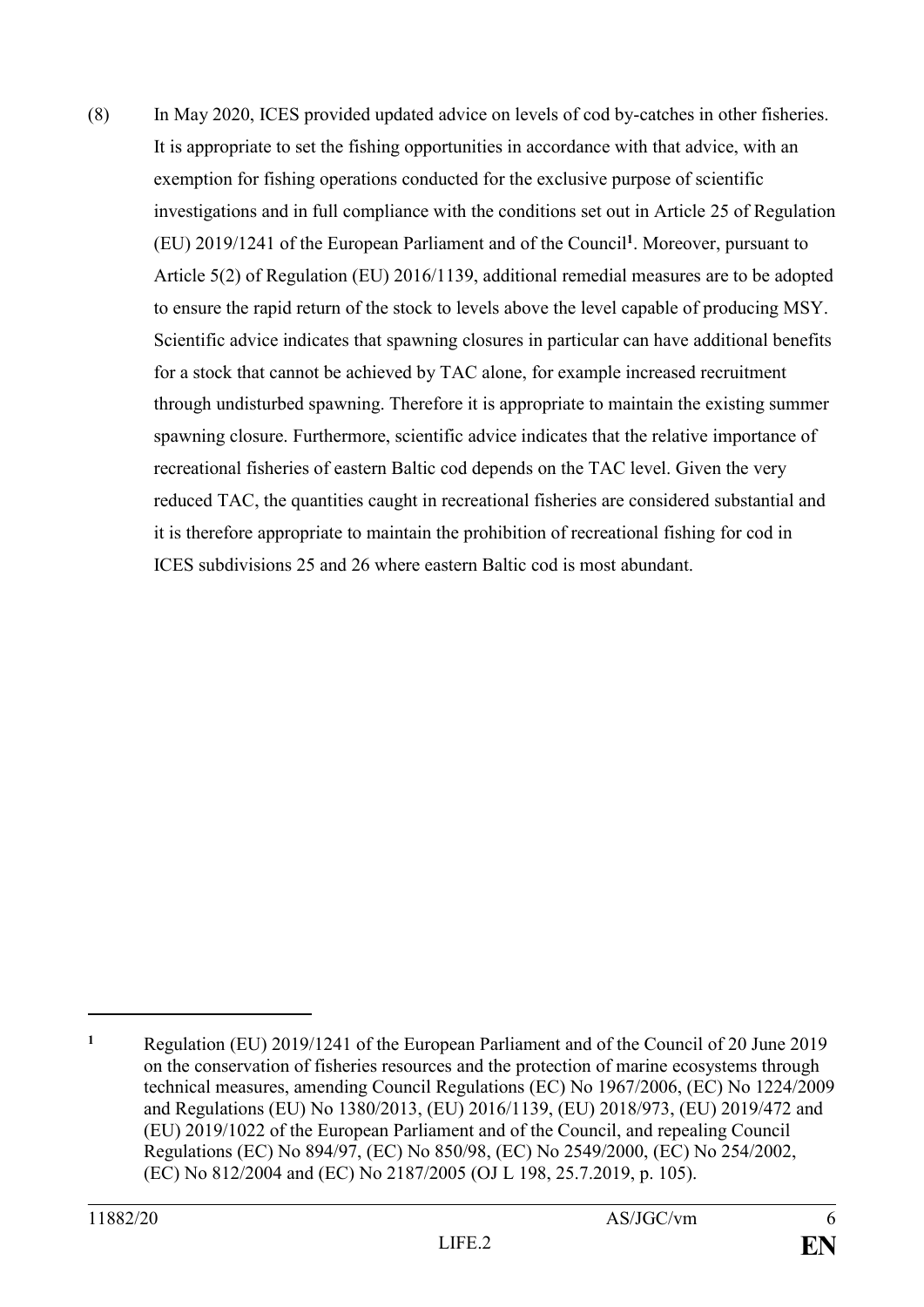(8) In May 2020, ICES provided updated advice on levels of cod by-catches in other fisheries. It is appropriate to set the fishing opportunities in accordance with that advice, with an exemption for fishing operations conducted for the exclusive purpose of scientific investigations and in full compliance with the conditions set out in Article 25 of Regulation (EU) 2019/1241 of the European Parliament and of the Council[1]. Moreover, pursuant to Article 5(2) of Regulation (EU) 2016/1139, additional remedial measures are to be adopted to ensure the rapid return of the stock to levels above the level capable of producing MSY. Scientific advice indicates that spawning closures in particular can have additional benefits for a stock that cannot be achieved by TAC alone, for example increased recruitment through undisturbed spawning. Therefore it is appropriate to maintain the existing summer spawning closure. Furthermore, scientific advice indicates that the relative importance of recreational fisheries of eastern Baltic cod depends on the TAC level. Given the very reduced TAC, the quantities caught in recreational fisheries are considered substantial and it is therefore appropriate to maintain the prohibition of recreational fishing for cod in ICES subdivisions 25 and 26 where eastern Baltic cod is most abundant.

---

[1] Regulation (EU) 2019/1241 of the European Parliament and of the Council of 20 June 2019 on the conservation of fisheries resources and the protection of marine ecosystems through technical measures, amending Council Regulations (EC) No 1967/2006, (EC) No 1224/2009 and Regulations (EU) No 1380/2013, (EU) 2016/1139, (EU) 2018/973, (EU) 2019/472 and (EU) 2019/1022 of the European Parliament and of the Council, and repealing Council Regulations (EC) No 894/97, (EC) No 850/98, (EC) No 2549/2000, (EC) No 254/2002, (EC) No 812/2004 and (EC) No 2187/2005 (OJ L 198, 25.7.2019, p. 105).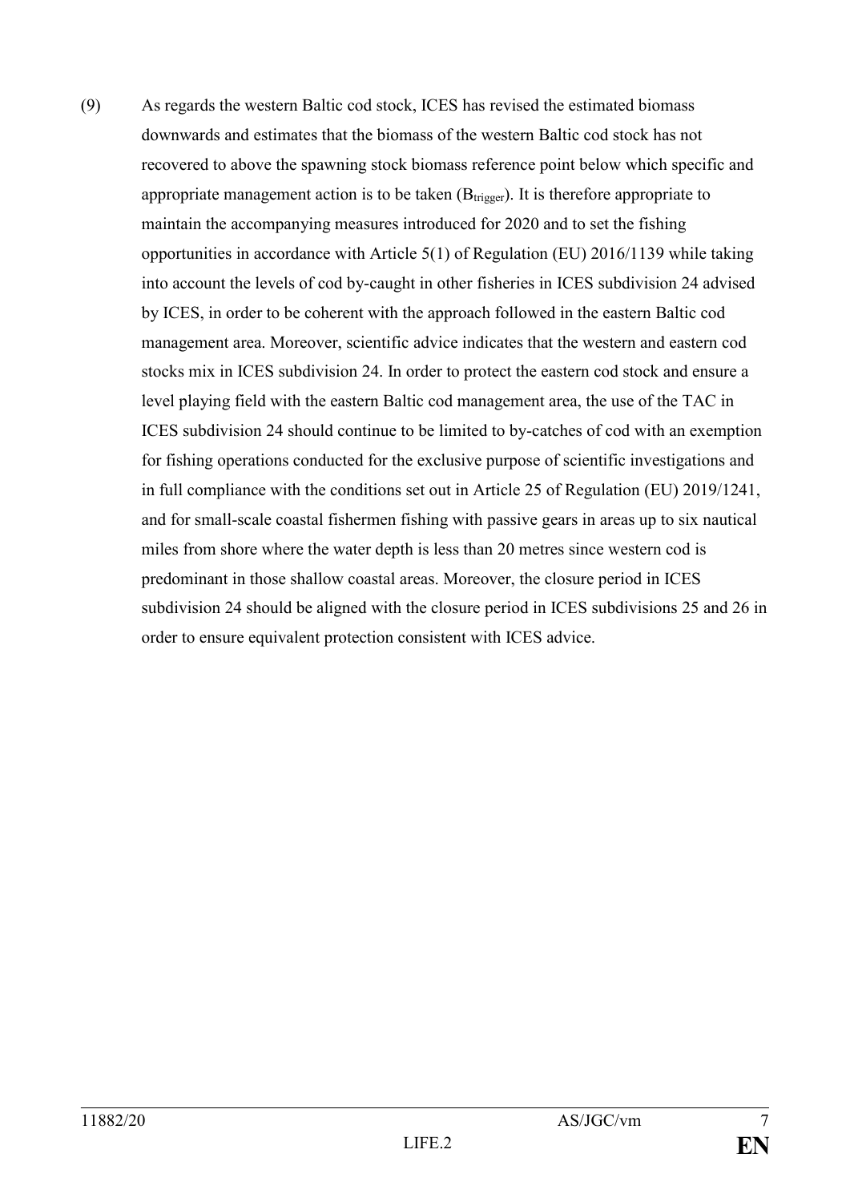(9) As regards the western Baltic cod stock, ICES has revised the estimated biomass downwards and estimates that the biomass of the western Baltic cod stock has not recovered to above the spawning stock biomass reference point below which specific and appropriate management action is to be taken ($B_{trigger}$). It is therefore appropriate to maintain the accompanying measures introduced for 2020 and to set the fishing opportunities in accordance with Article 5(1) of Regulation (EU) 2016/1139 while taking into account the levels of cod by-caught in other fisheries in ICES subdivision 24 advised by ICES, in order to be coherent with the approach followed in the eastern Baltic cod management area. Moreover, scientific advice indicates that the western and eastern cod stocks mix in ICES subdivision 24. In order to protect the eastern cod stock and ensure a level playing field with the eastern Baltic cod management area, the use of the TAC in ICES subdivision 24 should continue to be limited to by-catches of cod with an exemption for fishing operations conducted for the exclusive purpose of scientific investigations and in full compliance with the conditions set out in Article 25 of Regulation (EU) 2019/1241, and for small-scale coastal fishermen fishing with passive gears in areas up to six nautical miles from shore where the water depth is less than 20 metres since western cod is predominant in those shallow coastal areas. Moreover, the closure period in ICES subdivision 24 should be aligned with the closure period in ICES subdivisions 25 and 26 in order to ensure equivalent protection consistent with ICES advice.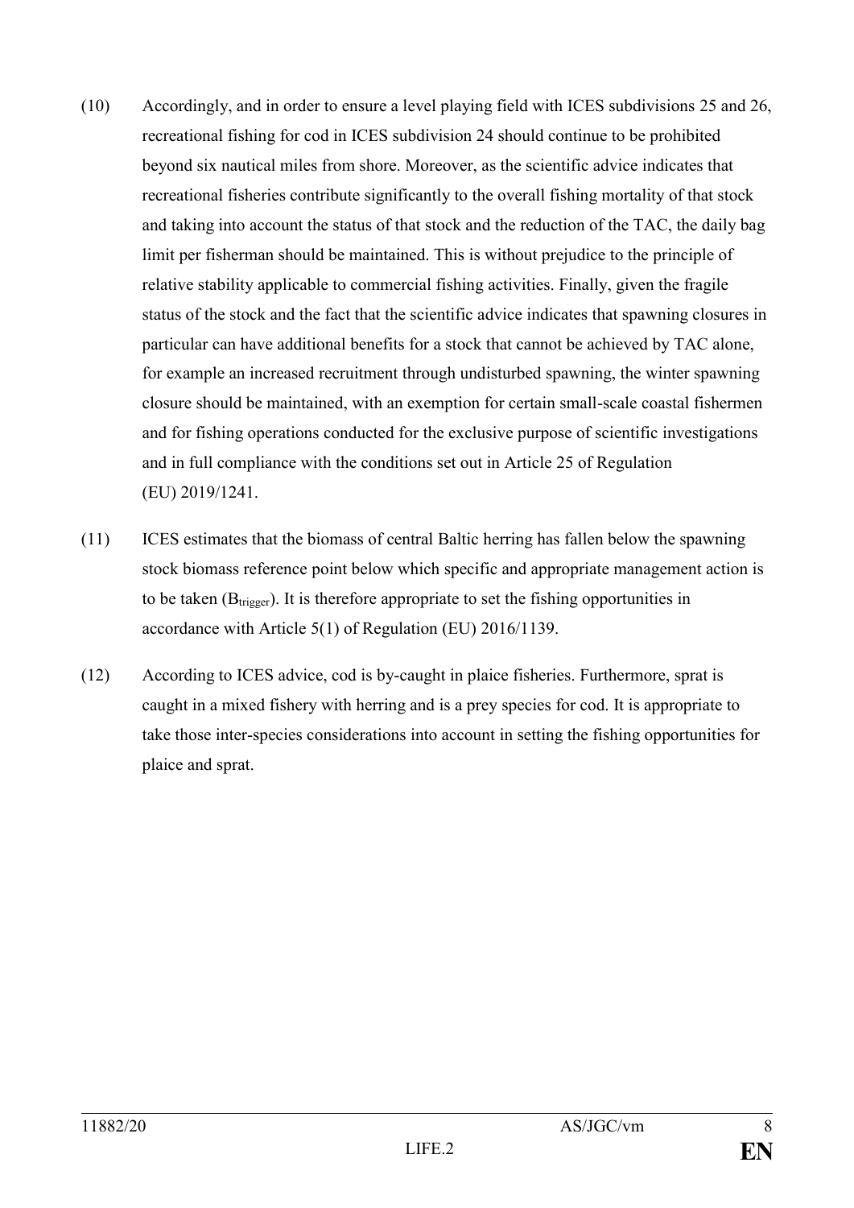(10) Accordingly, and in order to ensure a level playing field with ICES subdivisions 25 and 26, recreational fishing for cod in ICES subdivision 24 should continue to be prohibited beyond six nautical miles from shore. Moreover, as the scientific advice indicates that recreational fisheries contribute significantly to the overall fishing mortality of that stock and taking into account the status of that stock and the reduction of the TAC, the daily bag limit per fisherman should be maintained. This is without prejudice to the principle of relative stability applicable to commercial fishing activities. Finally, given the fragile status of the stock and the fact that the scientific advice indicates that spawning closures in particular can have additional benefits for a stock that cannot be achieved by TAC alone, for example an increased recruitment through undisturbed spawning, the winter spawning closure should be maintained, with an exemption for certain small-scale coastal fishermen and for fishing operations conducted for the exclusive purpose of scientific investigations and in full compliance with the conditions set out in Article 25 of Regulation (EU) 2019/1241.

(11) ICES estimates that the biomass of central Baltic herring has fallen below the spawning stock biomass reference point below which specific and appropriate management action is to be taken ($B_{trigger}$). It is therefore appropriate to set the fishing opportunities in accordance with Article 5(1) of Regulation (EU) 2016/1139.

(12) According to ICES advice, cod is by-caught in plaice fisheries. Furthermore, sprat is caught in a mixed fishery with herring and is a prey species for cod. It is appropriate to take those inter-species considerations into account in setting the fishing opportunities for plaice and sprat.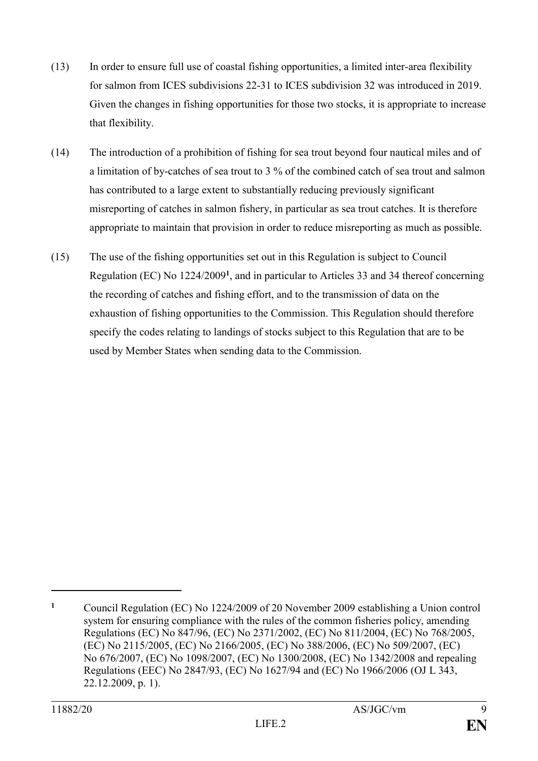(13) In order to ensure full use of coastal fishing opportunities, a limited inter-area flexibility for salmon from ICES subdivisions 22-31 to ICES subdivision 32 was introduced in 2019. Given the changes in fishing opportunities for those two stocks, it is appropriate to increase that flexibility.

(14) The introduction of a prohibition of fishing for sea trout beyond four nautical miles and of a limitation of by-catches of sea trout to 3 % of the combined catch of sea trout and salmon has contributed to a large extent to substantially reducing previously significant misreporting of catches in salmon fishery, in particular as sea trout catches. It is therefore appropriate to maintain that provision in order to reduce misreporting as much as possible.

(15) The use of the fishing opportunities set out in this Regulation is subject to Council Regulation (EC) No 1224/2009[1], and in particular to Articles 33 and 34 thereof concerning the recording of catches and fishing effort, and to the transmission of data on the exhaustion of fishing opportunities to the Commission. This Regulation should therefore specify the codes relating to landings of stocks subject to this Regulation that are to be used by Member States when sending data to the Commission.

---

[1] Council Regulation (EC) No 1224/2009 of 20 November 2009 establishing a Union control system for ensuring compliance with the rules of the common fisheries policy, amending Regulations (EC) No 847/96, (EC) No 2371/2002, (EC) No 811/2004, (EC) No 768/2005, (EC) No 2115/2005, (EC) No 2166/2005, (EC) No 388/2006, (EC) No 509/2007, (EC) No 676/2007, (EC) No 1098/2007, (EC) No 1300/2008, (EC) No 1342/2008 and repealing Regulations (EEC) No 2847/93, (EC) No 1627/94 and (EC) No 1966/2006 (OJ L 343, 22.12.2009, p. 1).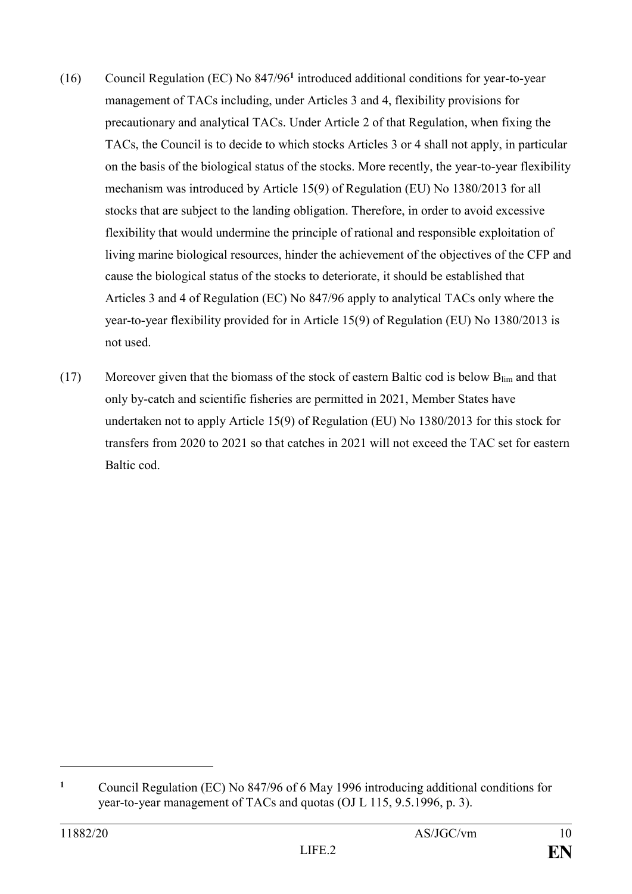(16) Council Regulation (EC) No 847/96[1] introduced additional conditions for year-to-year management of TACs including, under Articles 3 and 4, flexibility provisions for precautionary and analytical TACs. Under Article 2 of that Regulation, when fixing the TACs, the Council is to decide to which stocks Articles 3 or 4 shall not apply, in particular on the basis of the biological status of the stocks. More recently, the year-to-year flexibility mechanism was introduced by Article 15(9) of Regulation (EU) No 1380/2013 for all stocks that are subject to the landing obligation. Therefore, in order to avoid excessive flexibility that would undermine the principle of rational and responsible exploitation of living marine biological resources, hinder the achievement of the objectives of the CFP and cause the biological status of the stocks to deteriorate, it should be established that Articles 3 and 4 of Regulation (EC) No 847/96 apply to analytical TACs only where the year-to-year flexibility provided for in Article 15(9) of Regulation (EU) No 1380/2013 is not used.

(17) Moreover given that the biomass of the stock of eastern Baltic cod is below $B_{lim}$ and that only by-catch and scientific fisheries are permitted in 2021, Member States have undertaken not to apply Article 15(9) of Regulation (EU) No 1380/2013 for this stock for transfers from 2020 to 2021 so that catches in 2021 will not exceed the TAC set for eastern Baltic cod.

---

[1] Council Regulation (EC) No 847/96 of 6 May 1996 introducing additional conditions for year-to-year management of TACs and quotas (OJ L 115, 9.5.1996, p. 3).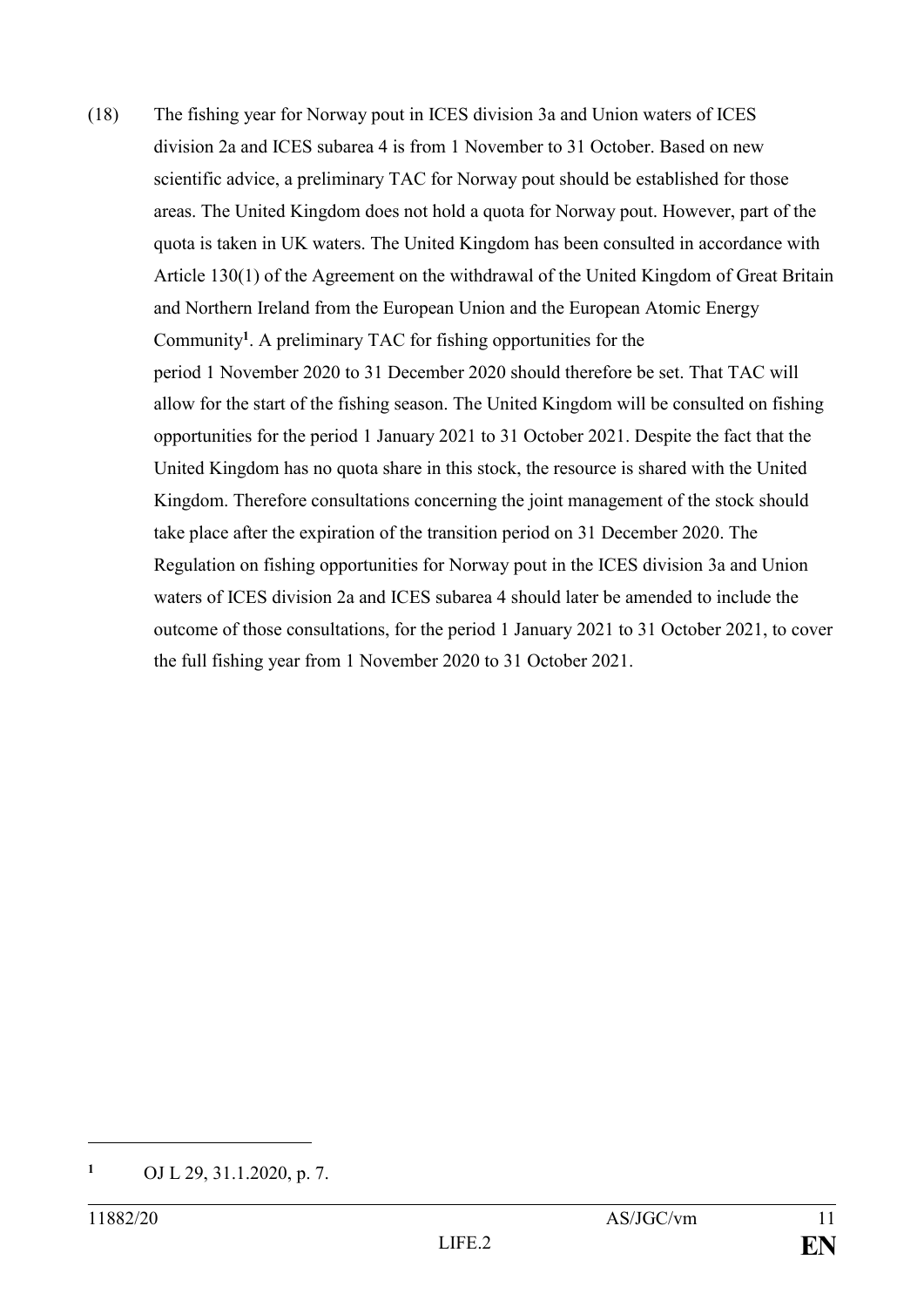(18) The fishing year for Norway pout in ICES division 3a and Union waters of ICES division 2a and ICES subarea 4 is from 1 November to 31 October. Based on new scientific advice, a preliminary TAC for Norway pout should be established for those areas. The United Kingdom does not hold a quota for Norway pout. However, part of the quota is taken in UK waters. The United Kingdom has been consulted in accordance with Article 130(1) of the Agreement on the withdrawal of the United Kingdom of Great Britain and Northern Ireland from the European Union and the European Atomic Energy Community[1]. A preliminary TAC for fishing opportunities for the period 1 November 2020 to 31 December 2020 should therefore be set. That TAC will allow for the start of the fishing season. The United Kingdom will be consulted on fishing opportunities for the period 1 January 2021 to 31 October 2021. Despite the fact that the United Kingdom has no quota share in this stock, the resource is shared with the United Kingdom. Therefore consultations concerning the joint management of the stock should take place after the expiration of the transition period on 31 December 2020. The Regulation on fishing opportunities for Norway pout in the ICES division 3a and Union waters of ICES division 2a and ICES subarea 4 should later be amended to include the outcome of those consultations, for the period 1 January 2021 to 31 October 2021, to cover the full fishing year from 1 November 2020 to 31 October 2021.

---

[1] OJ L 29, 31.1.2020, p. 7.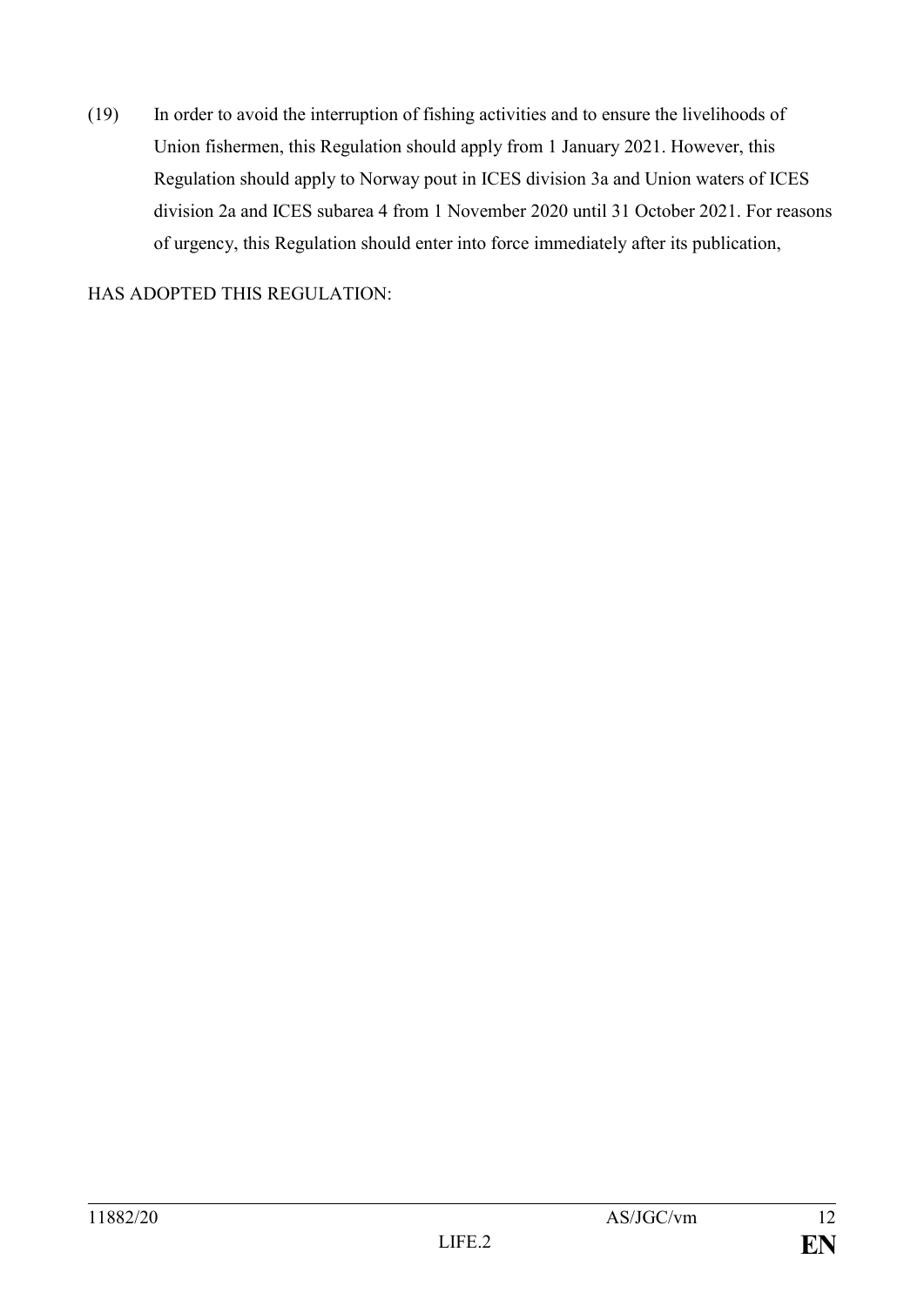(19) In order to avoid the interruption of fishing activities and to ensure the livelihoods of Union fishermen, this Regulation should apply from 1 January 2021. However, this Regulation should apply to Norway pout in ICES division 3a and Union waters of ICES division 2a and ICES subarea 4 from 1 November 2020 until 31 October 2021. For reasons of urgency, this Regulation should enter into force immediately after its publication,

HAS ADOPTED THIS REGULATION: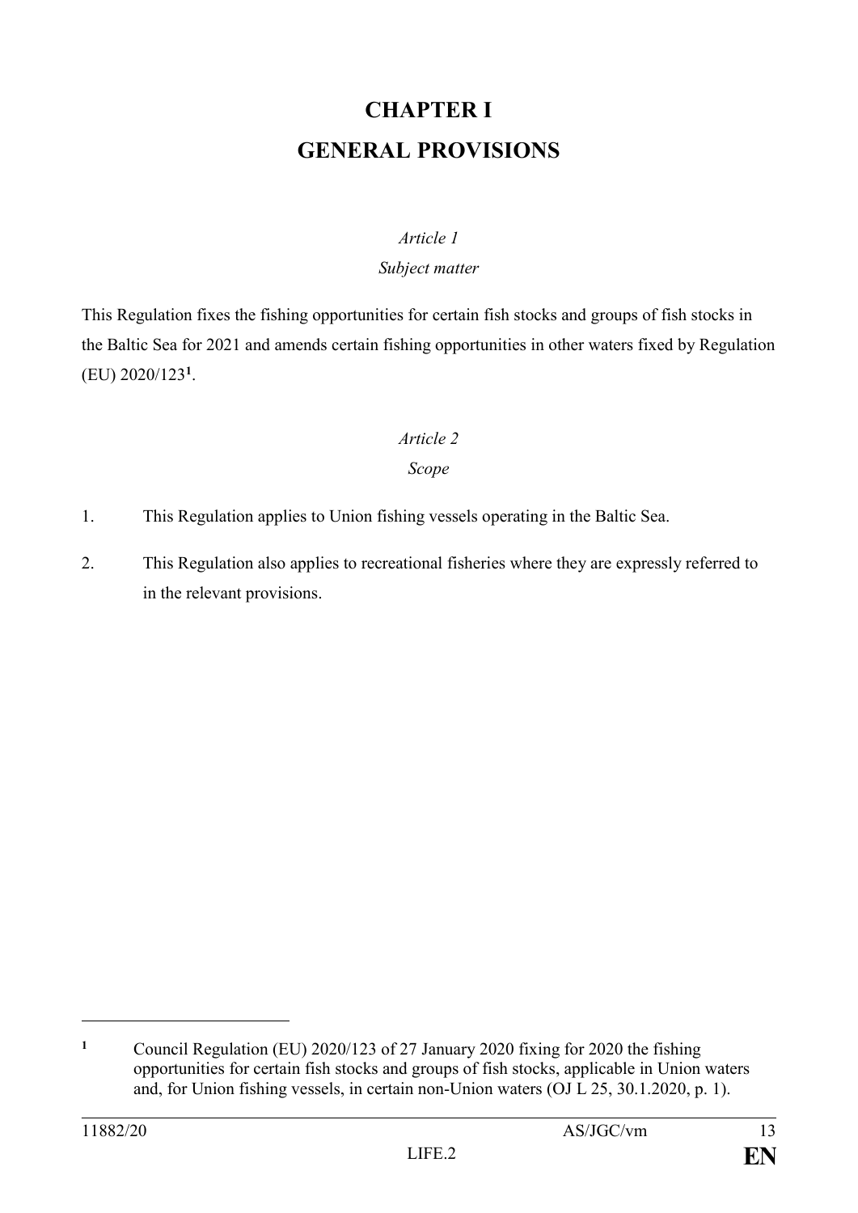# CHAPTER I
# GENERAL PROVISIONS

*Article 1*

*Subject matter*

This Regulation fixes the fishing opportunities for certain fish stocks and groups of fish stocks in the Baltic Sea for 2021 and amends certain fishing opportunities in other waters fixed by Regulation (EU) 2020/123[1].

*Article 2*

*Scope*

1. This Regulation applies to Union fishing vessels operating in the Baltic Sea.

2. This Regulation also applies to recreational fisheries where they are expressly referred to in the relevant provisions.

---

[1] Council Regulation (EU) 2020/123 of 27 January 2020 fixing for 2020 the fishing opportunities for certain fish stocks and groups of fish stocks, applicable in Union waters and, for Union fishing vessels, in certain non-Union waters (OJ L 25, 30.1.2020, p. 1).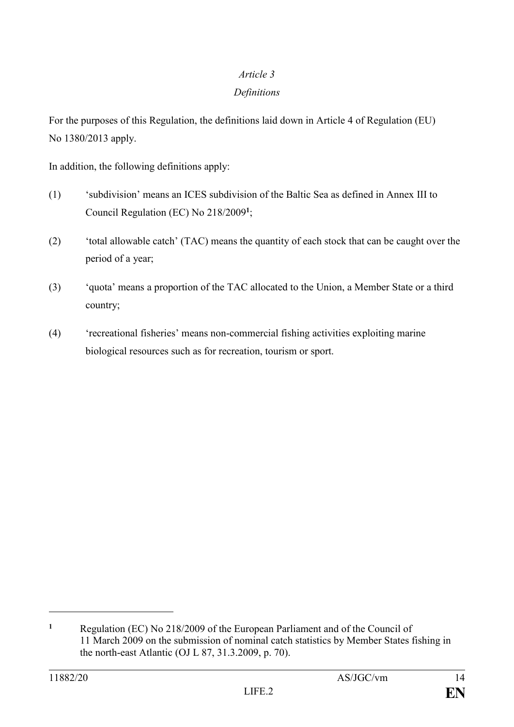*Article 3*

*Definitions*

For the purposes of this Regulation, the definitions laid down in Article 4 of Regulation (EU) No 1380/2013 apply.

In addition, the following definitions apply:

(1) 'subdivision' means an ICES subdivision of the Baltic Sea as defined in Annex III to Council Regulation (EC) No 218/2009[1];

(2) 'total allowable catch' (TAC) means the quantity of each stock that can be caught over the period of a year;

(3) 'quota' means a proportion of the TAC allocated to the Union, a Member State or a third country;

(4) 'recreational fisheries' means non-commercial fishing activities exploiting marine biological resources such as for recreation, tourism or sport.

---

[1] Regulation (EC) No 218/2009 of the European Parliament and of the Council of 11 March 2009 on the submission of nominal catch statistics by Member States fishing in the north-east Atlantic (OJ L 87, 31.3.2009, p. 70).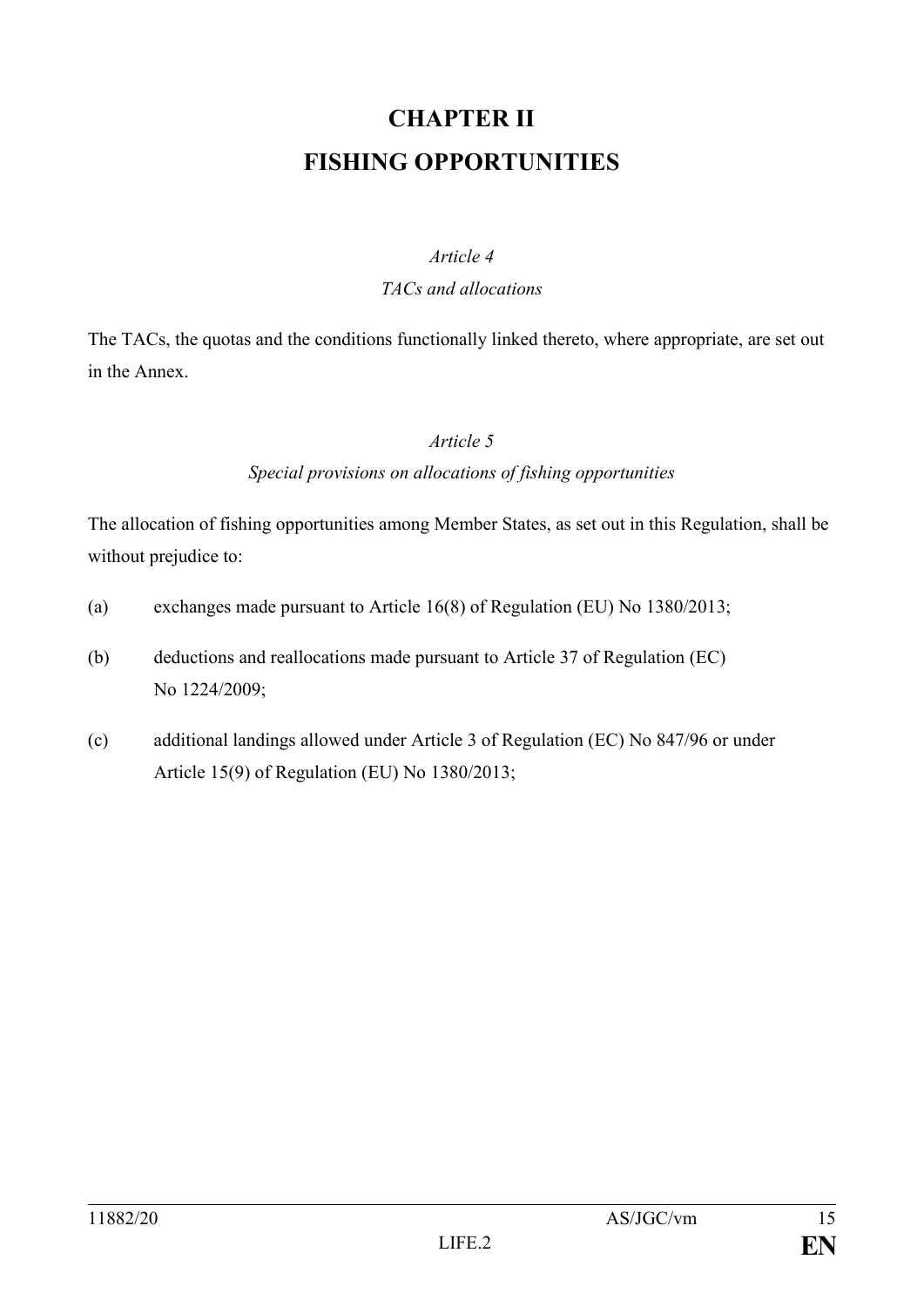# CHAPTER II
# FISHING OPPORTUNITIES

*Article 4*

*TACs and allocations*

The TACs, the quotas and the conditions functionally linked thereto, where appropriate, are set out in the Annex.

*Article 5*

*Special provisions on allocations of fishing opportunities*

The allocation of fishing opportunities among Member States, as set out in this Regulation, shall be without prejudice to:

(a) exchanges made pursuant to Article 16(8) of Regulation (EU) No 1380/2013;

(b) deductions and reallocations made pursuant to Article 37 of Regulation (EC) No 1224/2009;

(c) additional landings allowed under Article 3 of Regulation (EC) No 847/96 or under Article 15(9) of Regulation (EU) No 1380/2013;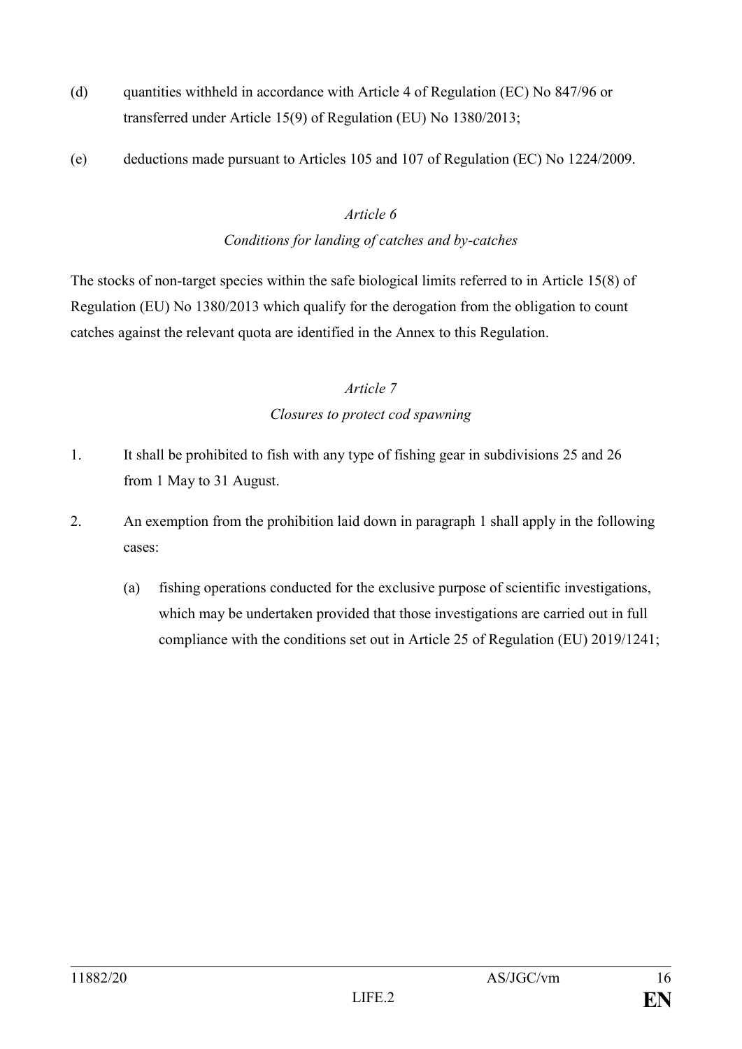(d) quantities withheld in accordance with Article 4 of Regulation (EC) No 847/96 or transferred under Article 15(9) of Regulation (EU) No 1380/2013;

(e) deductions made pursuant to Articles 105 and 107 of Regulation (EC) No 1224/2009.

*Article 6*

*Conditions for landing of catches and by-catches*

The stocks of non-target species within the safe biological limits referred to in Article 15(8) of Regulation (EU) No 1380/2013 which qualify for the derogation from the obligation to count catches against the relevant quota are identified in the Annex to this Regulation.

*Article 7*

*Closures to protect cod spawning*

1. It shall be prohibited to fish with any type of fishing gear in subdivisions 25 and 26 from 1 May to 31 August.

2. An exemption from the prohibition laid down in paragraph 1 shall apply in the following cases:

   (a) fishing operations conducted for the exclusive purpose of scientific investigations, which may be undertaken provided that those investigations are carried out in full compliance with the conditions set out in Article 25 of Regulation (EU) 2019/1241;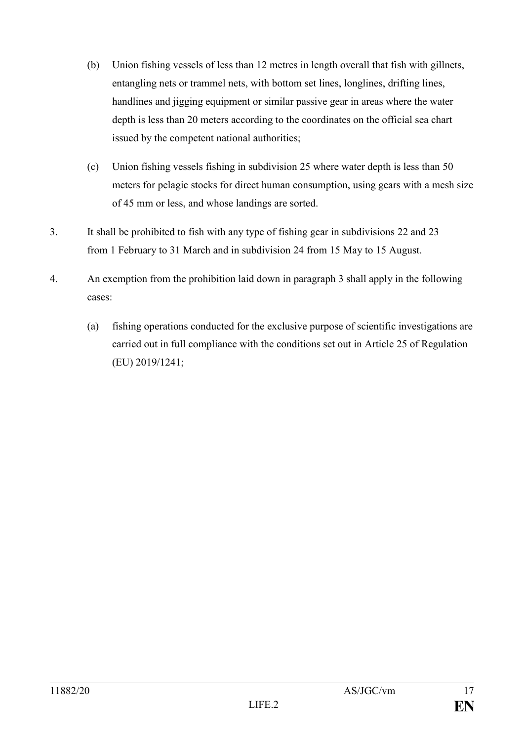(b) Union fishing vessels of less than 12 metres in length overall that fish with gillnets, entangling nets or trammel nets, with bottom set lines, longlines, drifting lines, handlines and jigging equipment or similar passive gear in areas where the water depth is less than 20 meters according to the coordinates on the official sea chart issued by the competent national authorities;

(c) Union fishing vessels fishing in subdivision 25 where water depth is less than 50 meters for pelagic stocks for direct human consumption, using gears with a mesh size of 45 mm or less, and whose landings are sorted.

3. It shall be prohibited to fish with any type of fishing gear in subdivisions 22 and 23 from 1 February to 31 March and in subdivision 24 from 15 May to 15 August.

4. An exemption from the prohibition laid down in paragraph 3 shall apply in the following cases:

(a) fishing operations conducted for the exclusive purpose of scientific investigations are carried out in full compliance with the conditions set out in Article 25 of Regulation (EU) 2019/1241;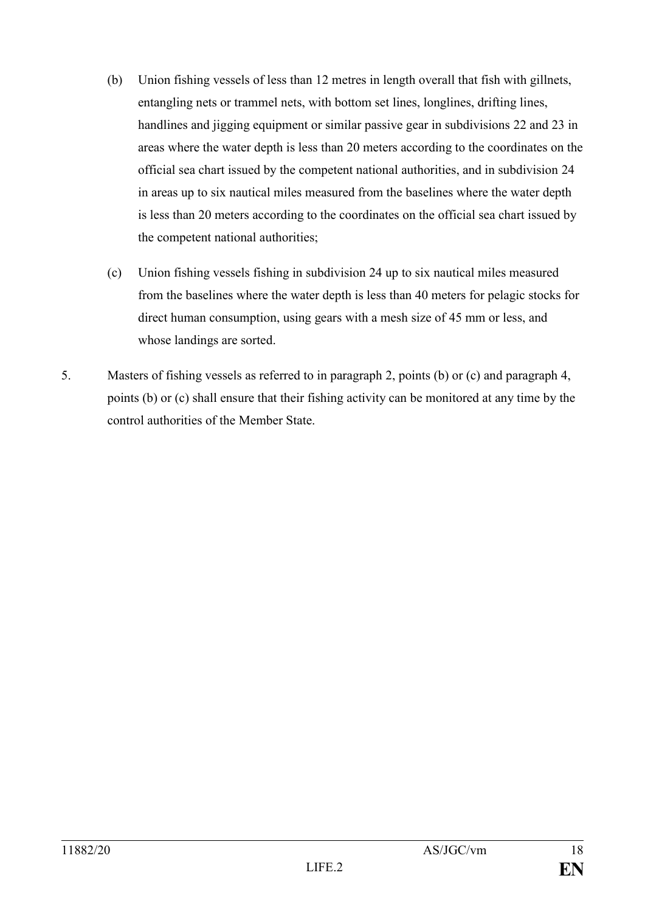(b) Union fishing vessels of less than 12 metres in length overall that fish with gillnets, entangling nets or trammel nets, with bottom set lines, longlines, drifting lines, handlines and jigging equipment or similar passive gear in subdivisions 22 and 23 in areas where the water depth is less than 20 meters according to the coordinates on the official sea chart issued by the competent national authorities, and in subdivision 24 in areas up to six nautical miles measured from the baselines where the water depth is less than 20 meters according to the coordinates on the official sea chart issued by the competent national authorities;

(c) Union fishing vessels fishing in subdivision 24 up to six nautical miles measured from the baselines where the water depth is less than 40 meters for pelagic stocks for direct human consumption, using gears with a mesh size of 45 mm or less, and whose landings are sorted.

5. Masters of fishing vessels as referred to in paragraph 2, points (b) or (c) and paragraph 4, points (b) or (c) shall ensure that their fishing activity can be monitored at any time by the control authorities of the Member State.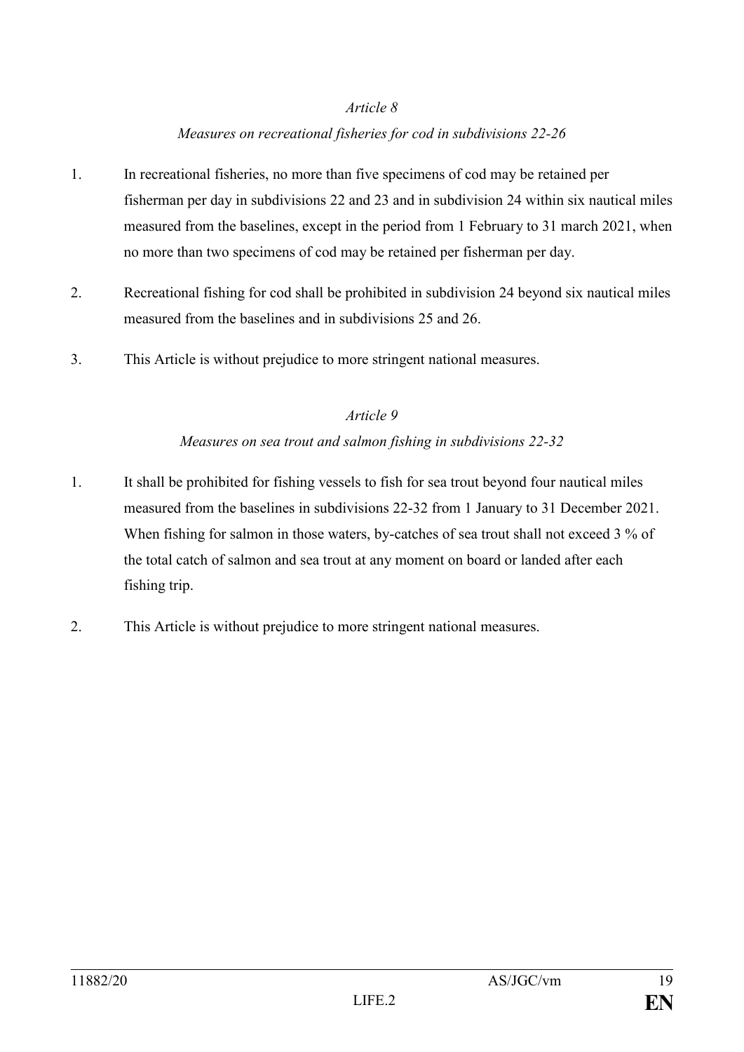*Article 8*

*Measures on recreational fisheries for cod in subdivisions 22-26*

1. In recreational fisheries, no more than five specimens of cod may be retained per fisherman per day in subdivisions 22 and 23 and in subdivision 24 within six nautical miles measured from the baselines, except in the period from 1 February to 31 march 2021, when no more than two specimens of cod may be retained per fisherman per day.

2. Recreational fishing for cod shall be prohibited in subdivision 24 beyond six nautical miles measured from the baselines and in subdivisions 25 and 26.

3. This Article is without prejudice to more stringent national measures.

*Article 9*

*Measures on sea trout and salmon fishing in subdivisions 22-32*

1. It shall be prohibited for fishing vessels to fish for sea trout beyond four nautical miles measured from the baselines in subdivisions 22-32 from 1 January to 31 December 2021. When fishing for salmon in those waters, by-catches of sea trout shall not exceed 3 % of the total catch of salmon and sea trout at any moment on board or landed after each fishing trip.

2. This Article is without prejudice to more stringent national measures.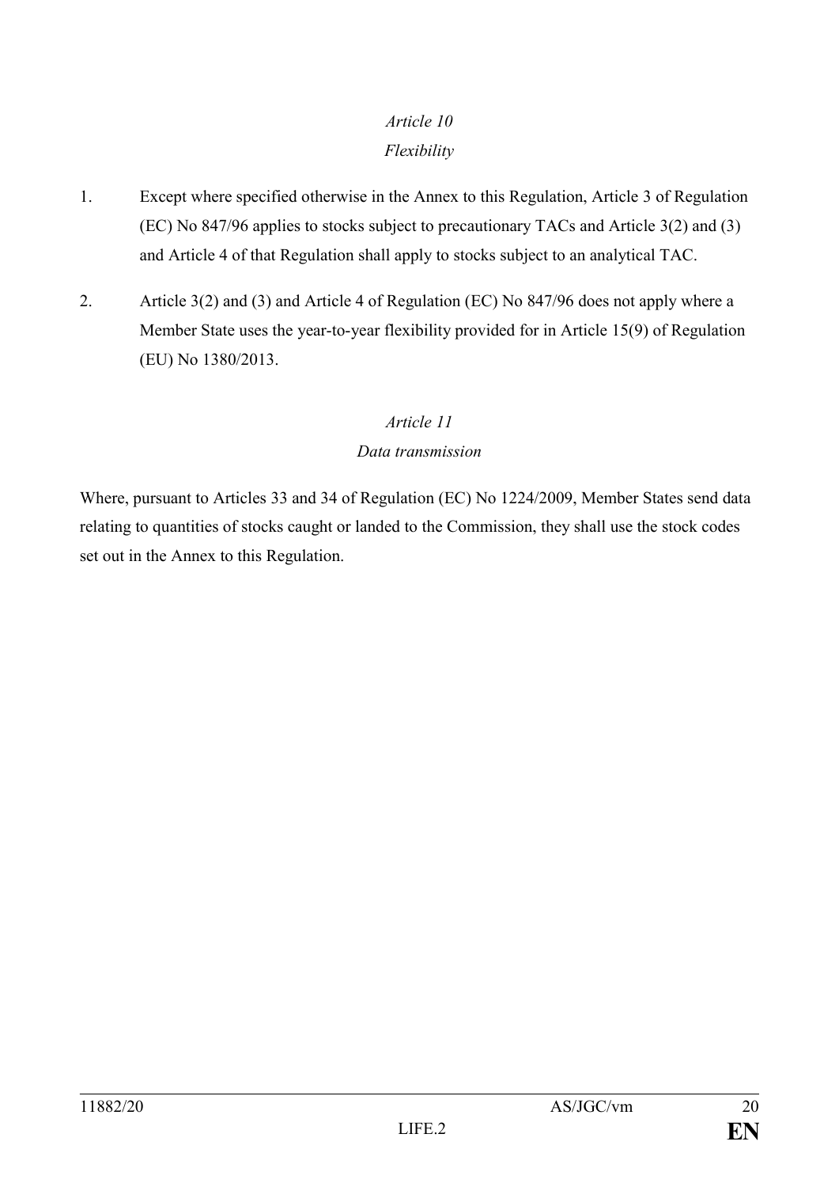*Article 10*

*Flexibility*

1. Except where specified otherwise in the Annex to this Regulation, Article 3 of Regulation (EC) No 847/96 applies to stocks subject to precautionary TACs and Article 3(2) and (3) and Article 4 of that Regulation shall apply to stocks subject to an analytical TAC.

2. Article 3(2) and (3) and Article 4 of Regulation (EC) No 847/96 does not apply where a Member State uses the year-to-year flexibility provided for in Article 15(9) of Regulation (EU) No 1380/2013.

*Article 11*

*Data transmission*

Where, pursuant to Articles 33 and 34 of Regulation (EC) No 1224/2009, Member States send data relating to quantities of stocks caught or landed to the Commission, they shall use the stock codes set out in the Annex to this Regulation.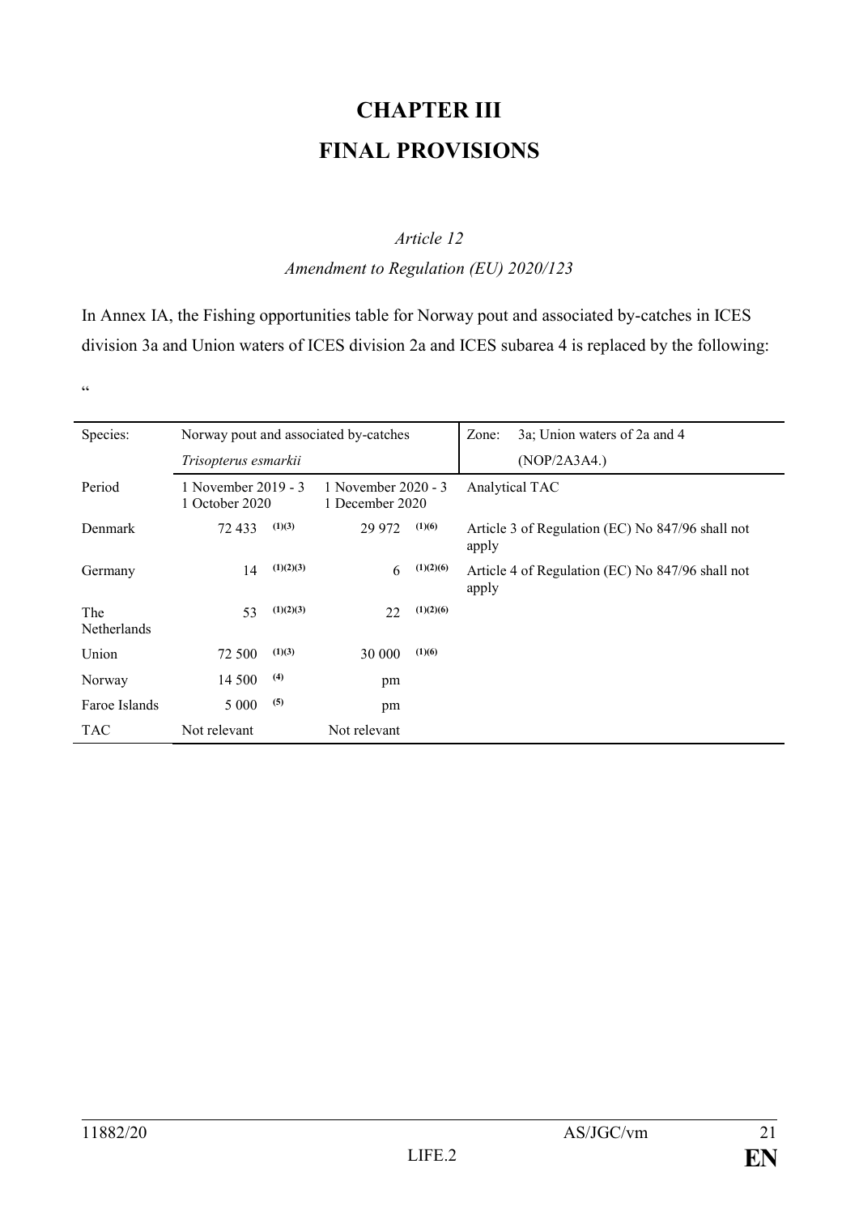# CHAPTER III

# FINAL PROVISIONS

*Article 12*

*Amendment to Regulation (EU) 2020/123*

In Annex IA, the Fishing opportunities table for Norway pout and associated by-catches in ICES division 3a and Union waters of ICES division 2a and ICES subarea 4 is replaced by the following:

"

| Species: | Norway pout and associated by-catches *Trisopterus esmarkii* | | | | Zone: 3a; Union waters of 2a and 4 (NOP/2A3A4.) |
|---|---|---|---|---|---|
| Period | 1 November 2019 - 3 1 October 2020 | | 1 November 2020 - 3 1 December 2020 | | Analytical TAC |
| Denmark | 72 433 | (1)(3) | 29 972 | (1)(6) | Article 3 of Regulation (EC) No 847/96 shall not apply |
| Germany | 14 | (1)(2)(3) | 6 | (1)(2)(6) | Article 4 of Regulation (EC) No 847/96 shall not apply |
| The Netherlands | 53 | (1)(2)(3) | 22 | (1)(2)(6) | |
| Union | 72 500 | (1)(3) | 30 000 | (1)(6) | |
| Norway | 14 500 | (4) | pm | | |
| Faroe Islands | 5 000 | (5) | pm | | |
| TAC | Not relevant | | Not relevant | | |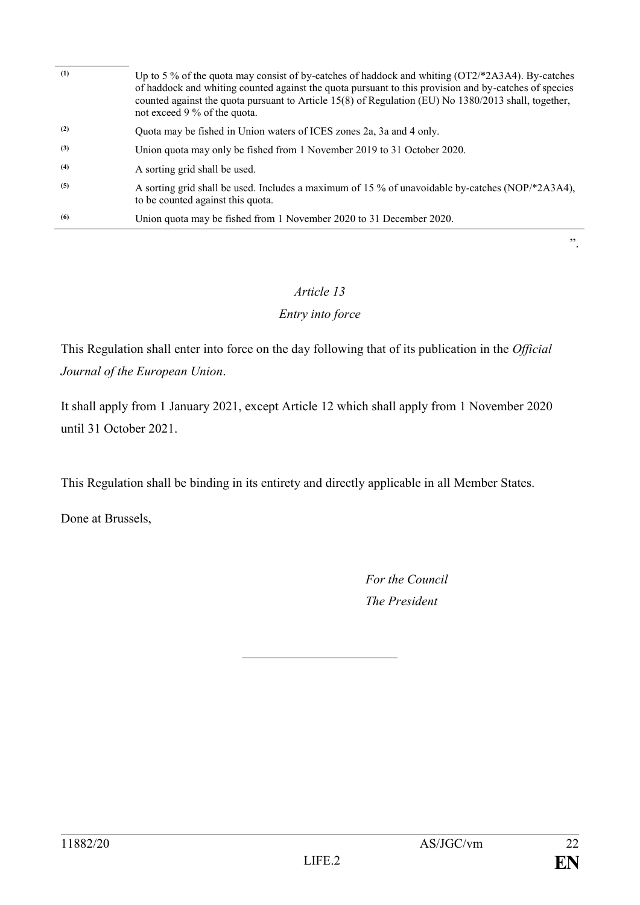(1) Up to 5 % of the quota may consist of by-catches of haddock and whiting (OT2/*2A3A4). By-catches of haddock and whiting counted against the quota pursuant to this provision and by-catches of species counted against the quota pursuant to Article 15(8) of Regulation (EU) No 1380/2013 shall, together, not exceed 9 % of the quota.

(2) Quota may be fished in Union waters of ICES zones 2a, 3a and 4 only.

(3) Union quota may only be fished from 1 November 2019 to 31 October 2020.

(4) A sorting grid shall be used.

(5) A sorting grid shall be used. Includes a maximum of 15 % of unavoidable by-catches (NOP/*2A3A4), to be counted against this quota.

(6) Union quota may be fished from 1 November 2020 to 31 December 2020.

".

*Article 13*

*Entry into force*

This Regulation shall enter into force on the day following that of its publication in the *Official Journal of the European Union*.

It shall apply from 1 January 2021, except Article 12 which shall apply from 1 November 2020 until 31 October 2021.

This Regulation shall be binding in its entirety and directly applicable in all Member States.

Done at Brussels,

*For the Council*
*The President*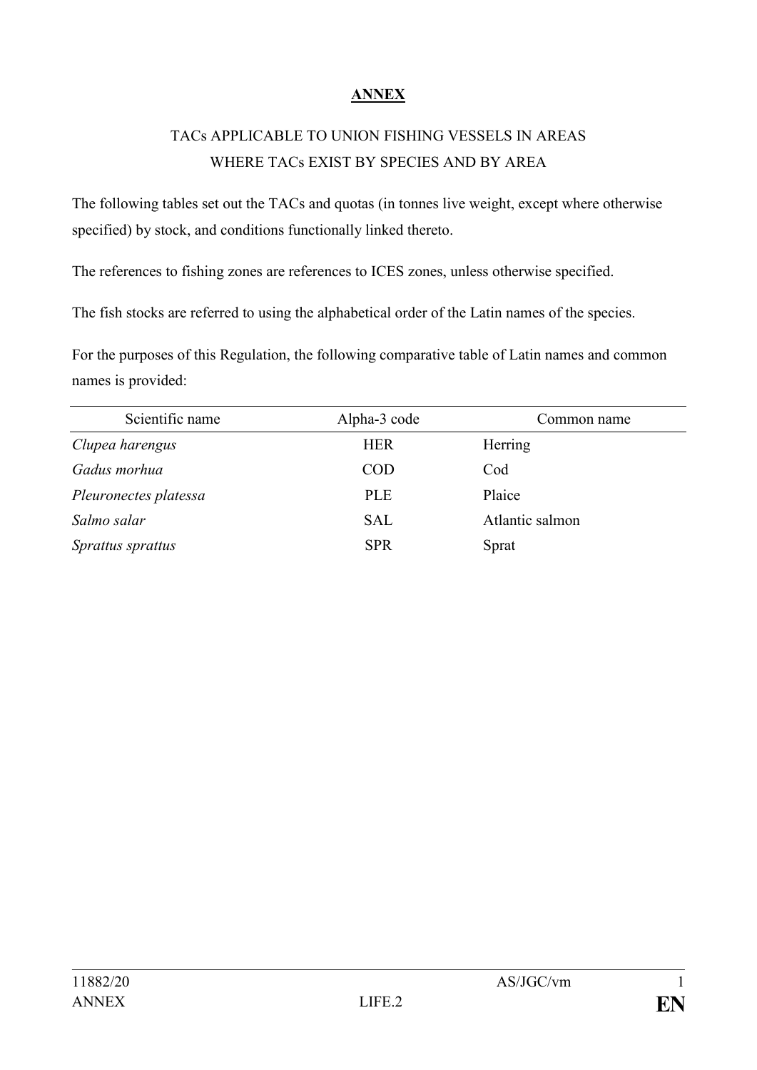**ANNEX**

TACs APPLICABLE TO UNION FISHING VESSELS IN AREAS WHERE TACs EXIST BY SPECIES AND BY AREA

The following tables set out the TACs and quotas (in tonnes live weight, except where otherwise specified) by stock, and conditions functionally linked thereto.

The references to fishing zones are references to ICES zones, unless otherwise specified.

The fish stocks are referred to using the alphabetical order of the Latin names of the species.

For the purposes of this Regulation, the following comparative table of Latin names and common names is provided:

| Scientific name | Alpha-3 code | Common name |
|---|---|---|
| *Clupea harengus* | HER | Herring |
| *Gadus morhua* | COD | Cod |
| *Pleuronectes platessa* | PLE | Plaice |
| *Salmo salar* | SAL | Atlantic salmon |
| *Sprattus sprattus* | SPR | Sprat |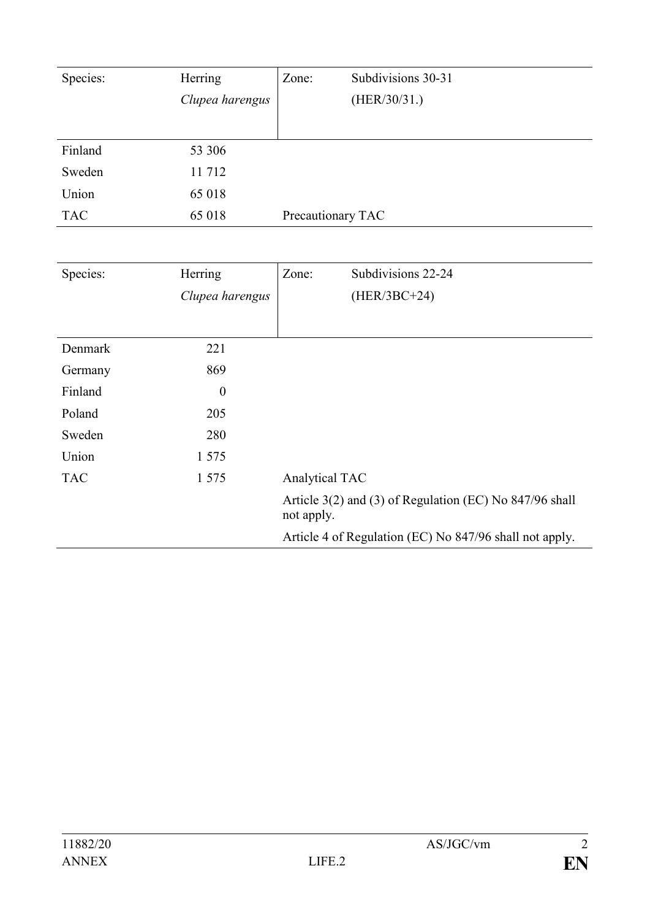| Species: | Herring *Clupea harengus* | Zone: | Subdivisions 30-31 (HER/30/31.) |
|---|---|---|---|
| Finland | 53 306 | | |
| Sweden | 11 712 | | |
| Union | 65 018 | | |
| TAC | 65 018 | Precautionary TAC | |

| Species: | Herring *Clupea harengus* | Zone: | Subdivisions 22-24 (HER/3BC+24) |
|---|---|---|---|
| Denmark | 221 | | |
| Germany | 869 | | |
| Finland | 0 | | |
| Poland | 205 | | |
| Sweden | 280 | | |
| Union | 1 575 | | |
| TAC | 1 575 | Analytical TAC | |
| | | Article 3(2) and (3) of Regulation (EC) No 847/96 shall not apply. | |
| | | Article 4 of Regulation (EC) No 847/96 shall not apply. | |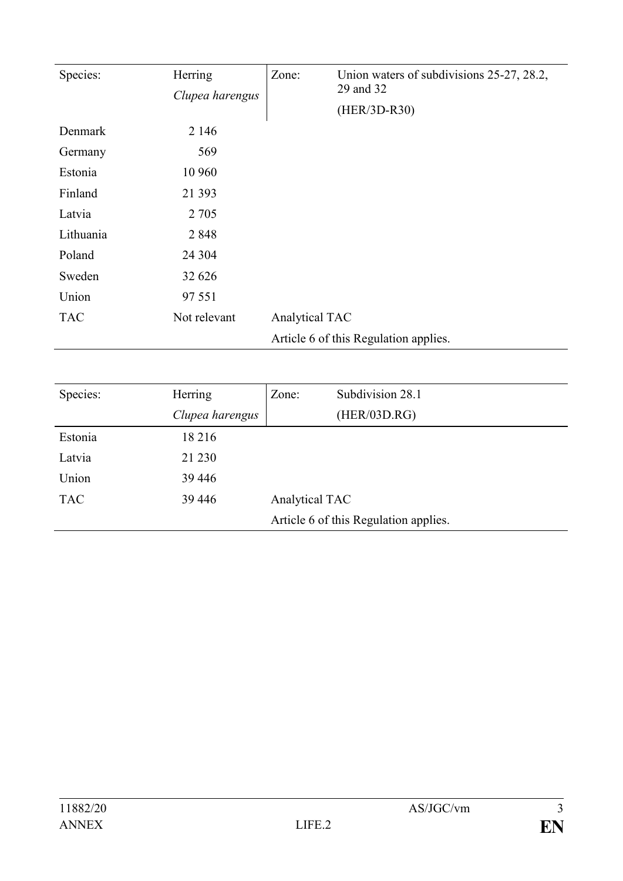| Species: | Herring<br>*Clupea harengus* | Zone: | Union waters of subdivisions 25-27, 28.2, 29 and 32<br>(HER/3D-R30) |
|---|---|---|---|
| Denmark | 2 146 | | |
| Germany | 569 | | |
| Estonia | 10 960 | | |
| Finland | 21 393 | | |
| Latvia | 2 705 | | |
| Lithuania | 2 848 | | |
| Poland | 24 304 | | |
| Sweden | 32 626 | | |
| Union | 97 551 | | |
| TAC | Not relevant | Analytical TAC | |
| | | Article 6 of this Regulation applies. | |

| Species: | Herring<br>*Clupea harengus* | Zone: | Subdivision 28.1<br>(HER/03D.RG) |
|---|---|---|---|
| Estonia | 18 216 | | |
| Latvia | 21 230 | | |
| Union | 39 446 | | |
| TAC | 39 446 | Analytical TAC | |
| | | Article 6 of this Regulation applies. | |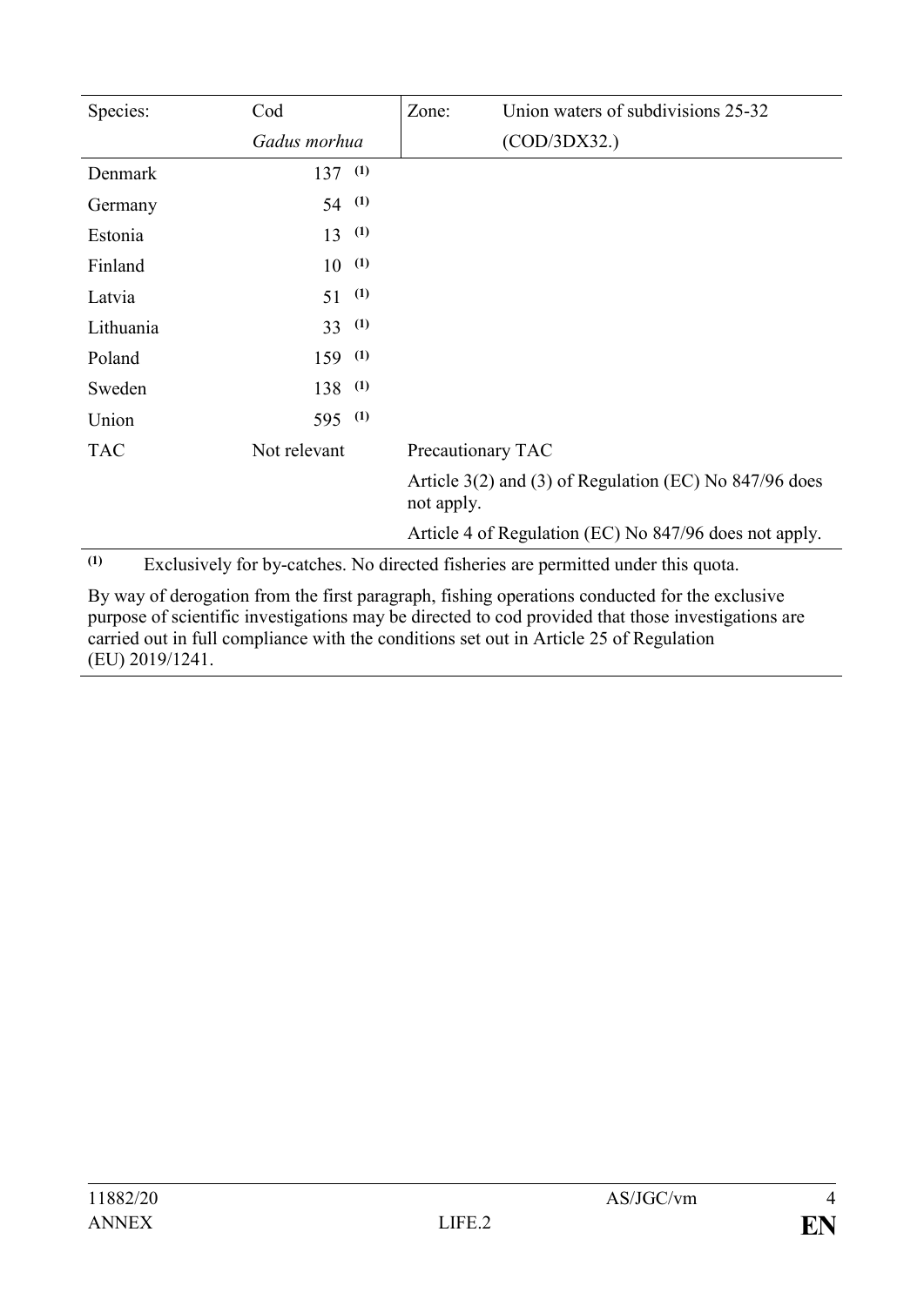| Species: | Cod *Gadus morhua* | Zone: | Union waters of subdivisions 25-32 (COD/3DX32.) |
|---|---|---|---|
| Denmark | 137 [(1)] | | |
| Germany | 54 [(1)] | | |
| Estonia | 13 [(1)] | | |
| Finland | 10 [(1)] | | |
| Latvia | 51 [(1)] | | |
| Lithuania | 33 [(1)] | | |
| Poland | 159 [(1)] | | |
| Sweden | 138 [(1)] | | |
| Union | 595 [(1)] | | |
| TAC | Not relevant | Precautionary TAC | |
| | | Article 3(2) and (3) of Regulation (EC) No 847/96 does not apply. | |
| | | Article 4 of Regulation (EC) No 847/96 does not apply. | |

[(1)] Exclusively for by-catches. No directed fisheries are permitted under this quota.

By way of derogation from the first paragraph, fishing operations conducted for the exclusive purpose of scientific investigations may be directed to cod provided that those investigations are carried out in full compliance with the conditions set out in Article 25 of Regulation (EU) 2019/1241.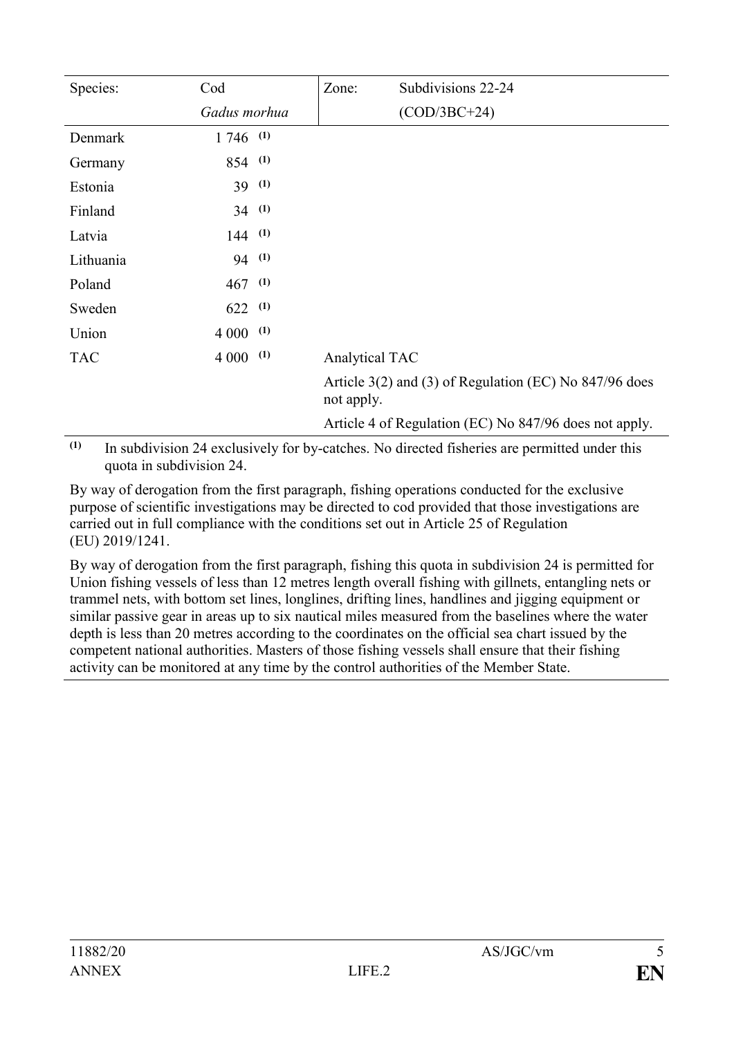| Species: | Cod | Zone: | Subdivisions 22-24 |
|---|---|---|---|
| | *Gadus morhua* | | (COD/3BC+24) |
| Denmark | 1 746 (1) | | |
| Germany | 854 (1) | | |
| Estonia | 39 (1) | | |
| Finland | 34 (1) | | |
| Latvia | 144 (1) | | |
| Lithuania | 94 (1) | | |
| Poland | 467 (1) | | |
| Sweden | 622 (1) | | |
| Union | 4 000 (1) | | |
| TAC | 4 000 (1) | Analytical TAC | |
| | | Article 3(2) and (3) of Regulation (EC) No 847/96 does not apply. | |
| | | Article 4 of Regulation (EC) No 847/96 does not apply. | |

(1) In subdivision 24 exclusively for by-catches. No directed fisheries are permitted under this quota in subdivision 24.

By way of derogation from the first paragraph, fishing operations conducted for the exclusive purpose of scientific investigations may be directed to cod provided that those investigations are carried out in full compliance with the conditions set out in Article 25 of Regulation (EU) 2019/1241.

By way of derogation from the first paragraph, fishing this quota in subdivision 24 is permitted for Union fishing vessels of less than 12 metres length overall fishing with gillnets, entangling nets or trammel nets, with bottom set lines, longlines, drifting lines, handlines and jigging equipment or similar passive gear in areas up to six nautical miles measured from the baselines where the water depth is less than 20 metres according to the coordinates on the official sea chart issued by the competent national authorities. Masters of those fishing vessels shall ensure that their fishing activity can be monitored at any time by the control authorities of the Member State.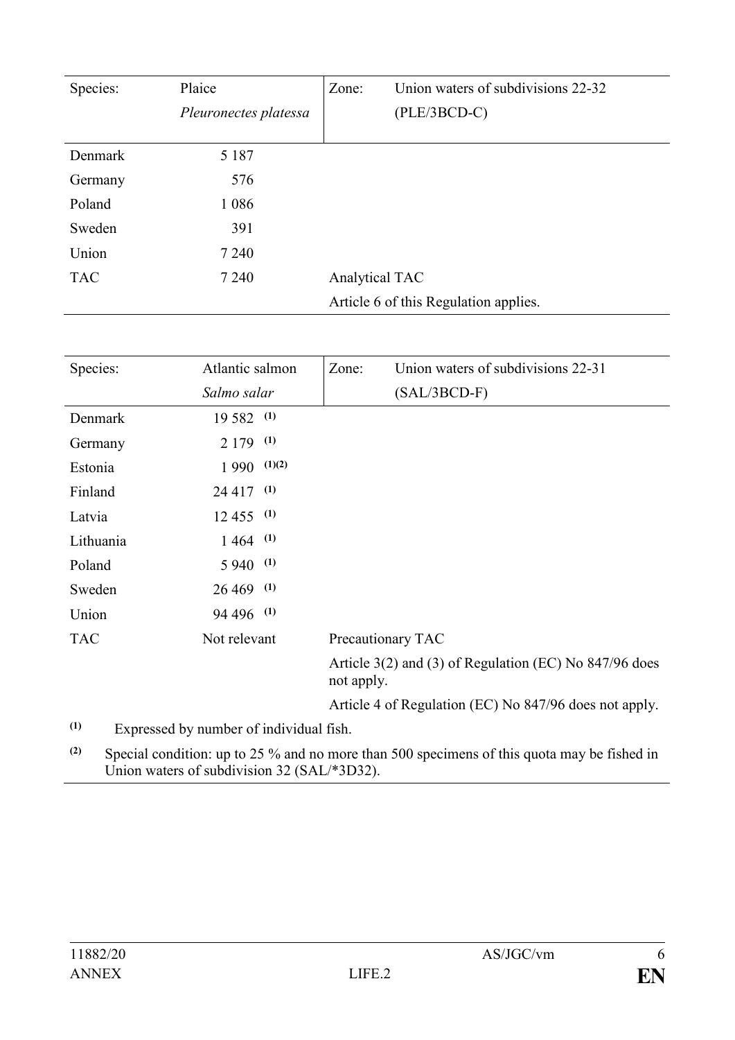| Species: | Plaice *Pleuronectes platessa* | Zone: | Union waters of subdivisions 22-32 (PLE/3BCD-C) |
|---|---|---|---|
| Denmark | 5 187 | | |
| Germany | 576 | | |
| Poland | 1 086 | | |
| Sweden | 391 | | |
| Union | 7 240 | | |
| TAC | 7 240 | Analytical TAC | |
| | | Article 6 of this Regulation applies. | |

| Species: | Atlantic salmon *Salmo salar* | Zone: | Union waters of subdivisions 22-31 (SAL/3BCD-F) |
|---|---|---|---|
| Denmark | 19 582 (1) | | |
| Germany | 2 179 (1) | | |
| Estonia | 1 990 (1)(2) | | |
| Finland | 24 417 (1) | | |
| Latvia | 12 455 (1) | | |
| Lithuania | 1 464 (1) | | |
| Poland | 5 940 (1) | | |
| Sweden | 26 469 (1) | | |
| Union | 94 496 (1) | | |
| TAC | Not relevant | Precautionary TAC | |
| | | Article 3(2) and (3) of Regulation (EC) No 847/96 does not apply. | |
| | | Article 4 of Regulation (EC) No 847/96 does not apply. | |

(1) Expressed by number of individual fish.

(2) Special condition: up to 25 % and no more than 500 specimens of this quota may be fished in Union waters of subdivision 32 (SAL/*3D32).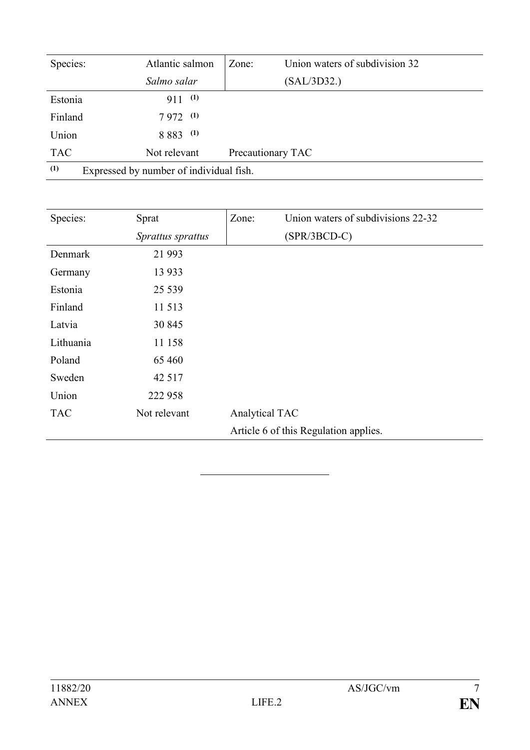| Species: | Atlantic salmon | Zone: | Union waters of subdivision 32 |
|---|---|---|---|
| | *Salmo salar* | | (SAL/3D32.) |
| Estonia | 911 [(1)] | | |
| Finland | 7 972 [(1)] | | |
| Union | 8 883 [(1)] | | |
| TAC | Not relevant | Precautionary TAC | |

[(1)] Expressed by number of individual fish.

| Species: | Sprat | Zone: | Union waters of subdivisions 22-32 |
|---|---|---|---|
| | *Sprattus sprattus* | | (SPR/3BCD-C) |
| Denmark | 21 993 | | |
| Germany | 13 933 | | |
| Estonia | 25 539 | | |
| Finland | 11 513 | | |
| Latvia | 30 845 | | |
| Lithuania | 11 158 | | |
| Poland | 65 460 | | |
| Sweden | 42 517 | | |
| Union | 222 958 | | |
| TAC | Not relevant | Analytical TAC | |
| | | Article 6 of this Regulation applies. | |